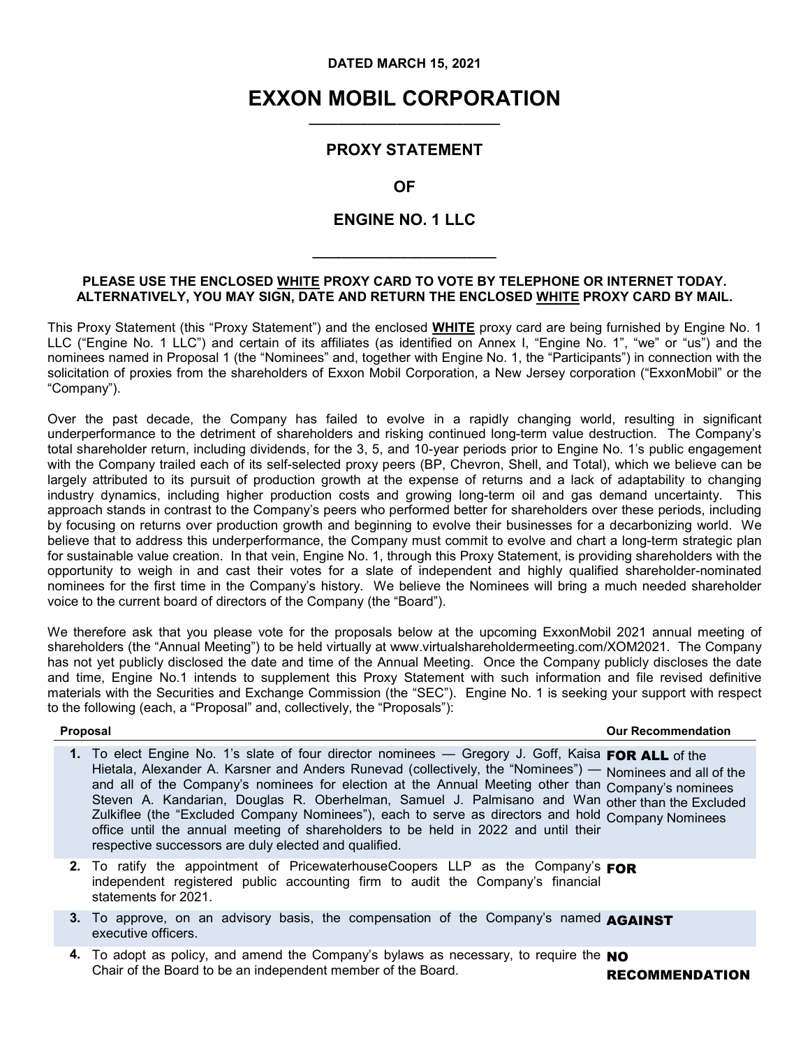**DATED MARCH 15, 2021**

# EXXON MOBIL CORPORATION

## PROXY STATEMENT

## OF

## ENGINE NO. 1 LLC

**PLEASE USE THE ENCLOSED WHITE PROXY CARD TO VOTE BY TELEPHONE OR INTERNET TODAY. ALTERNATIVELY, YOU MAY SIGN, DATE AND RETURN THE ENCLOSED WHITE PROXY CARD BY MAIL.**

This Proxy Statement (this "Proxy Statement") and the enclosed **WHITE** proxy card are being furnished by Engine No. 1 LLC ("Engine No. 1 LLC") and certain of its affiliates (as identified on Annex I, "Engine No. 1", "we" or "us") and the nominees named in Proposal 1 (the "Nominees" and, together with Engine No. 1, the "Participants") in connection with the solicitation of proxies from the shareholders of Exxon Mobil Corporation, a New Jersey corporation ("ExxonMobil" or the "Company").

Over the past decade, the Company has failed to evolve in a rapidly changing world, resulting in significant underperformance to the detriment of shareholders and risking continued long-term value destruction. The Company's total shareholder return, including dividends, for the 3, 5, and 10-year periods prior to Engine No. 1's public engagement with the Company trailed each of its self-selected proxy peers (BP, Chevron, Shell, and Total), which we believe can be largely attributed to its pursuit of production growth at the expense of returns and a lack of adaptability to changing industry dynamics, including higher production costs and growing long-term oil and gas demand uncertainty. This approach stands in contrast to the Company's peers who performed better for shareholders over these periods, including by focusing on returns over production growth and beginning to evolve their businesses for a decarbonizing world. We believe that to address this underperformance, the Company must commit to evolve and chart a long-term strategic plan for sustainable value creation. In that vein, Engine No. 1, through this Proxy Statement, is providing shareholders with the opportunity to weigh in and cast their votes for a slate of independent and highly qualified shareholder-nominated nominees for the first time in the Company's history. We believe the Nominees will bring a much needed shareholder voice to the current board of directors of the Company (the "Board").

We therefore ask that you please vote for the proposals below at the upcoming ExxonMobil 2021 annual meeting of shareholders (the "Annual Meeting") to be held virtually at www.virtualshareholdermeeting.com/XOM2021. The Company has not yet publicly disclosed the date and time of the Annual Meeting. Once the Company publicly discloses the date and time, Engine No.1 intends to supplement this Proxy Statement with such information and file revised definitive materials with the Securities and Exchange Commission (the "SEC"). Engine No. 1 is seeking your support with respect to the following (each, a "Proposal" and, collectively, the "Proposals"):

| Proposal | Our Recommendation |
|---|---|
| **1.** To elect Engine No. 1's slate of four director nominees — Gregory J. Goff, Kaisa Hietala, Alexander A. Karsner and Anders Runevad (collectively, the "Nominees") — and all of the Company's nominees for election at the Annual Meeting other than Steven A. Kandarian, Douglas R. Oberhelman, Samuel J. Palmisano and Wan Zulkiflee (the "Excluded Company Nominees"), each to serve as directors and hold office until the annual meeting of shareholders to be held in 2022 and until their respective successors are duly elected and qualified. | **FOR ALL** of the Nominees and all of the Company's nominees other than the Excluded Company Nominees |
| **2.** To ratify the appointment of PricewaterhouseCoopers LLP as the Company's independent registered public accounting firm to audit the Company's financial statements for 2021. | **FOR** |
| **3.** To approve, on an advisory basis, the compensation of the Company's named executive officers. | **AGAINST** |
| **4.** To adopt as policy, and amend the Company's bylaws as necessary, to require the Chair of the Board to be an independent member of the Board. | **NO RECOMMENDATION** |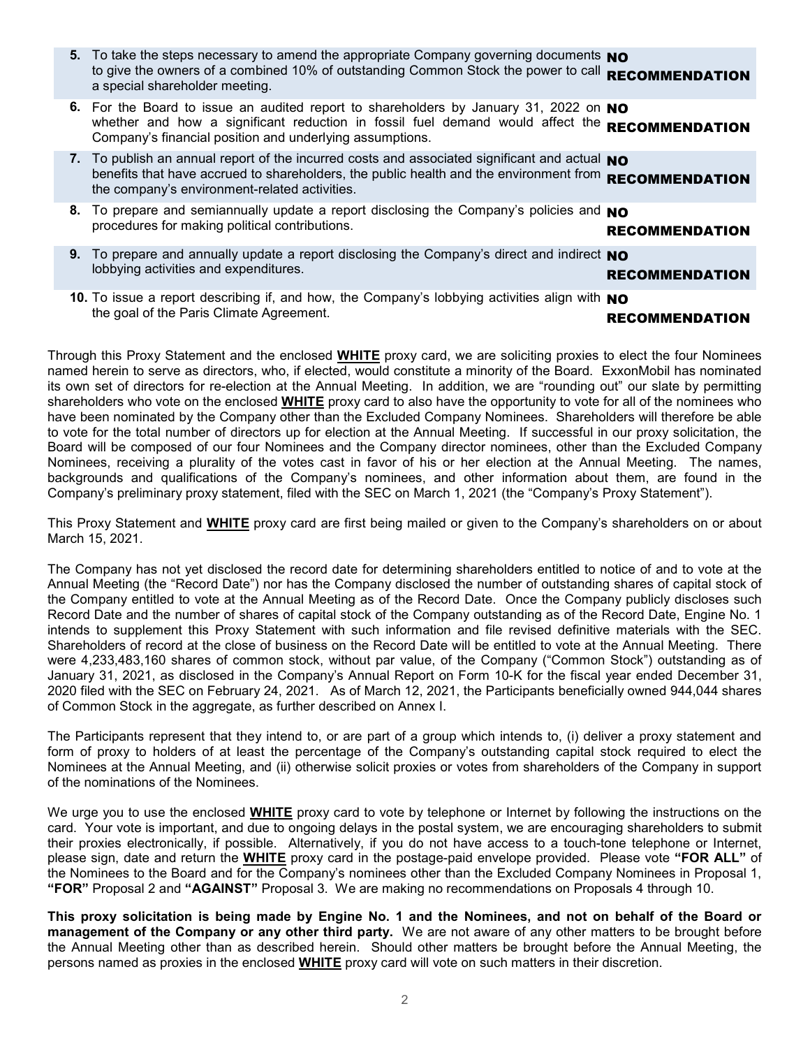| | | |
|---|---|---|
| **5.** | To take the steps necessary to amend the appropriate Company governing documents to give the owners of a combined 10% of outstanding Common Stock the power to call a special shareholder meeting. | **NO RECOMMENDATION** |
| **6.** | For the Board to issue an audited report to shareholders by January 31, 2022 on whether and how a significant reduction in fossil fuel demand would affect the Company's financial position and underlying assumptions. | **NO RECOMMENDATION** |
| **7.** | To publish an annual report of the incurred costs and associated significant and actual benefits that have accrued to shareholders, the public health and the environment from the company's environment-related activities. | **NO RECOMMENDATION** |
| **8.** | To prepare and semiannually update a report disclosing the Company's policies and procedures for making political contributions. | **NO RECOMMENDATION** |
| **9.** | To prepare and annually update a report disclosing the Company's direct and indirect lobbying activities and expenditures. | **NO RECOMMENDATION** |
| **10.** | To issue a report describing if, and how, the Company's lobbying activities align with the goal of the Paris Climate Agreement. | **NO RECOMMENDATION** |

Through this Proxy Statement and the enclosed **WHITE** proxy card, we are soliciting proxies to elect the four Nominees named herein to serve as directors, who, if elected, would constitute a minority of the Board. ExxonMobil has nominated its own set of directors for re-election at the Annual Meeting. In addition, we are "rounding out" our slate by permitting shareholders who vote on the enclosed **WHITE** proxy card to also have the opportunity to vote for all of the nominees who have been nominated by the Company other than the Excluded Company Nominees. Shareholders will therefore be able to vote for the total number of directors up for election at the Annual Meeting. If successful in our proxy solicitation, the Board will be composed of our four Nominees and the Company director nominees, other than the Excluded Company Nominees, receiving a plurality of the votes cast in favor of his or her election at the Annual Meeting. The names, backgrounds and qualifications of the Company's nominees, and other information about them, are found in the Company's preliminary proxy statement, filed with the SEC on March 1, 2021 (the "Company's Proxy Statement").

This Proxy Statement and **WHITE** proxy card are first being mailed or given to the Company's shareholders on or about March 15, 2021.

The Company has not yet disclosed the record date for determining shareholders entitled to notice of and to vote at the Annual Meeting (the "Record Date") nor has the Company disclosed the number of outstanding shares of capital stock of the Company entitled to vote at the Annual Meeting as of the Record Date. Once the Company publicly discloses such Record Date and the number of shares of capital stock of the Company outstanding as of the Record Date, Engine No. 1 intends to supplement this Proxy Statement with such information and file revised definitive materials with the SEC. Shareholders of record at the close of business on the Record Date will be entitled to vote at the Annual Meeting. There were 4,233,483,160 shares of common stock, without par value, of the Company ("Common Stock") outstanding as of January 31, 2021, as disclosed in the Company's Annual Report on Form 10-K for the fiscal year ended December 31, 2020 filed with the SEC on February 24, 2021. As of March 12, 2021, the Participants beneficially owned 944,044 shares of Common Stock in the aggregate, as further described on Annex I.

The Participants represent that they intend to, or are part of a group which intends to, (i) deliver a proxy statement and form of proxy to holders of at least the percentage of the Company's outstanding capital stock required to elect the Nominees at the Annual Meeting, and (ii) otherwise solicit proxies or votes from shareholders of the Company in support of the nominations of the Nominees.

We urge you to use the enclosed **WHITE** proxy card to vote by telephone or Internet by following the instructions on the card. Your vote is important, and due to ongoing delays in the postal system, we are encouraging shareholders to submit their proxies electronically, if possible. Alternatively, if you do not have access to a touch-tone telephone or Internet, please sign, date and return the **WHITE** proxy card in the postage-paid envelope provided. Please vote **"FOR ALL"** of the Nominees to the Board and for the Company's nominees other than the Excluded Company Nominees in Proposal 1, **"FOR"** Proposal 2 and **"AGAINST"** Proposal 3. We are making no recommendations on Proposals 4 through 10.

**This proxy solicitation is being made by Engine No. 1 and the Nominees, and not on behalf of the Board or management of the Company or any other third party.** We are not aware of any other matters to be brought before the Annual Meeting other than as described herein. Should other matters be brought before the Annual Meeting, the persons named as proxies in the enclosed **WHITE** proxy card will vote on such matters in their discretion.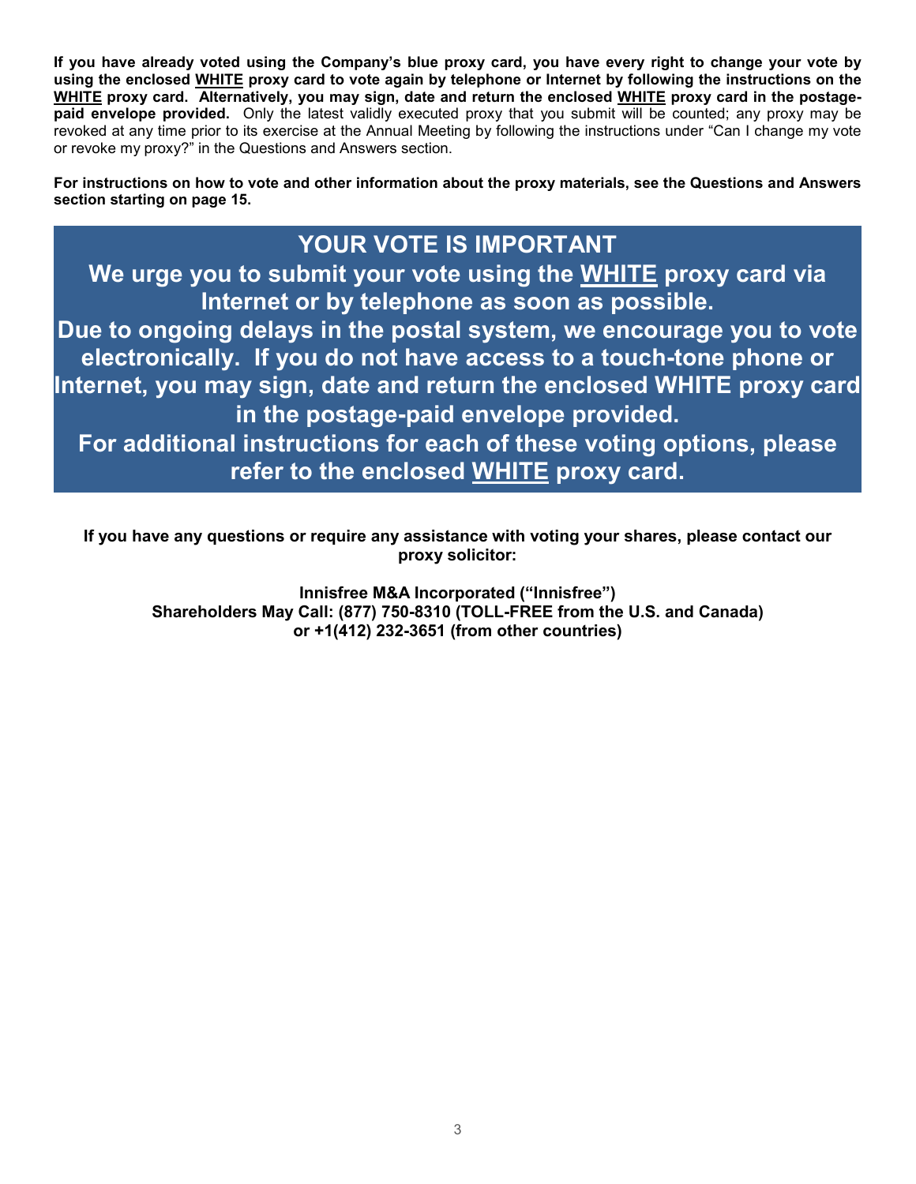**If you have already voted using the Company's blue proxy card, you have every right to change your vote by using the enclosed <u>WHITE</u> proxy card to vote again by telephone or Internet by following the instructions on the <u>WHITE</u> proxy card. Alternatively, you may sign, date and return the enclosed <u>WHITE</u> proxy card in the postage-paid envelope provided.** Only the latest validly executed proxy that you submit will be counted; any proxy may be revoked at any time prior to its exercise at the Annual Meeting by following the instructions under "Can I change my vote or revoke my proxy?" in the Questions and Answers section.

**For instructions on how to vote and other information about the proxy materials, see the Questions and Answers section starting on page 15.**

**YOUR VOTE IS IMPORTANT**

**We urge you to submit your vote using the <u>WHITE</u> proxy card via Internet or by telephone as soon as possible.**

**Due to ongoing delays in the postal system, we encourage you to vote electronically. If you do not have access to a touch-tone phone or Internet, you may sign, date and return the enclosed WHITE proxy card in the postage-paid envelope provided.**

**For additional instructions for each of these voting options, please refer to the enclosed <u>WHITE</u> proxy card.**

**If you have any questions or require any assistance with voting your shares, please contact our proxy solicitor:**

**Innisfree M&A Incorporated ("Innisfree")**
**Shareholders May Call: (877) 750-8310 (TOLL-FREE from the U.S. and Canada)**
**or +1(412) 232-3651 (from other countries)**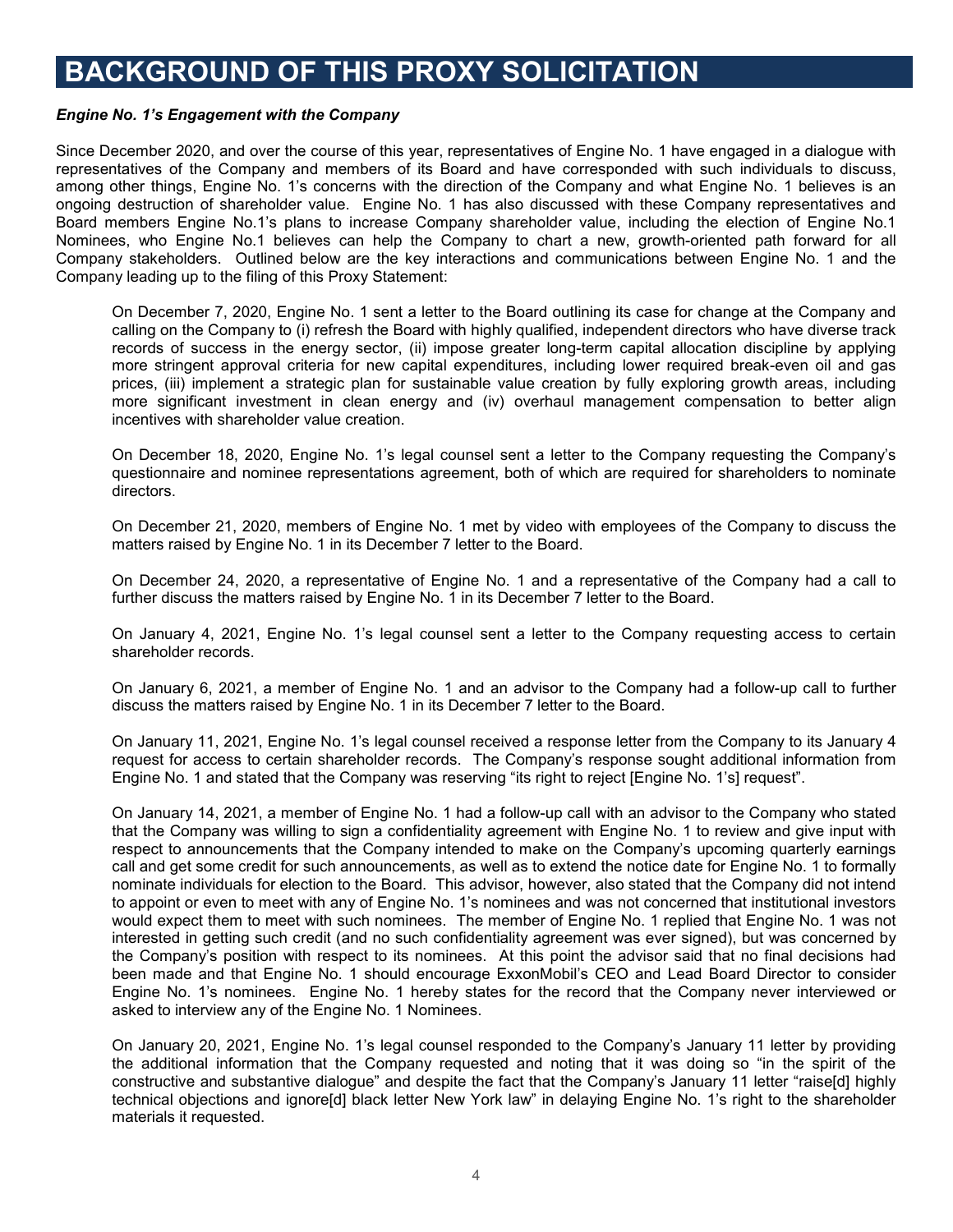# BACKGROUND OF THIS PROXY SOLICITATION

***Engine No. 1's Engagement with the Company***

Since December 2020, and over the course of this year, representatives of Engine No. 1 have engaged in a dialogue with representatives of the Company and members of its Board and have corresponded with such individuals to discuss, among other things, Engine No. 1's concerns with the direction of the Company and what Engine No. 1 believes is an ongoing destruction of shareholder value. Engine No. 1 has also discussed with these Company representatives and Board members Engine No.1's plans to increase Company shareholder value, including the election of Engine No.1 Nominees, who Engine No.1 believes can help the Company to chart a new, growth-oriented path forward for all Company stakeholders. Outlined below are the key interactions and communications between Engine No. 1 and the Company leading up to the filing of this Proxy Statement:

On December 7, 2020, Engine No. 1 sent a letter to the Board outlining its case for change at the Company and calling on the Company to (i) refresh the Board with highly qualified, independent directors who have diverse track records of success in the energy sector, (ii) impose greater long-term capital allocation discipline by applying more stringent approval criteria for new capital expenditures, including lower required break-even oil and gas prices, (iii) implement a strategic plan for sustainable value creation by fully exploring growth areas, including more significant investment in clean energy and (iv) overhaul management compensation to better align incentives with shareholder value creation.

On December 18, 2020, Engine No. 1's legal counsel sent a letter to the Company requesting the Company's questionnaire and nominee representations agreement, both of which are required for shareholders to nominate directors.

On December 21, 2020, members of Engine No. 1 met by video with employees of the Company to discuss the matters raised by Engine No. 1 in its December 7 letter to the Board.

On December 24, 2020, a representative of Engine No. 1 and a representative of the Company had a call to further discuss the matters raised by Engine No. 1 in its December 7 letter to the Board.

On January 4, 2021, Engine No. 1's legal counsel sent a letter to the Company requesting access to certain shareholder records.

On January 6, 2021, a member of Engine No. 1 and an advisor to the Company had a follow-up call to further discuss the matters raised by Engine No. 1 in its December 7 letter to the Board.

On January 11, 2021, Engine No. 1's legal counsel received a response letter from the Company to its January 4 request for access to certain shareholder records. The Company's response sought additional information from Engine No. 1 and stated that the Company was reserving "its right to reject [Engine No. 1's] request".

On January 14, 2021, a member of Engine No. 1 had a follow-up call with an advisor to the Company who stated that the Company was willing to sign a confidentiality agreement with Engine No. 1 to review and give input with respect to announcements that the Company intended to make on the Company's upcoming quarterly earnings call and get some credit for such announcements, as well as to extend the notice date for Engine No. 1 to formally nominate individuals for election to the Board. This advisor, however, also stated that the Company did not intend to appoint or even to meet with any of Engine No. 1's nominees and was not concerned that institutional investors would expect them to meet with such nominees. The member of Engine No. 1 replied that Engine No. 1 was not interested in getting such credit (and no such confidentiality agreement was ever signed), but was concerned by the Company's position with respect to its nominees. At this point the advisor said that no final decisions had been made and that Engine No. 1 should encourage ExxonMobil's CEO and Lead Board Director to consider Engine No. 1's nominees. Engine No. 1 hereby states for the record that the Company never interviewed or asked to interview any of the Engine No. 1 Nominees.

On January 20, 2021, Engine No. 1's legal counsel responded to the Company's January 11 letter by providing the additional information that the Company requested and noting that it was doing so "in the spirit of the constructive and substantive dialogue" and despite the fact that the Company's January 11 letter "raise[d] highly technical objections and ignore[d] black letter New York law" in delaying Engine No. 1's right to the shareholder materials it requested.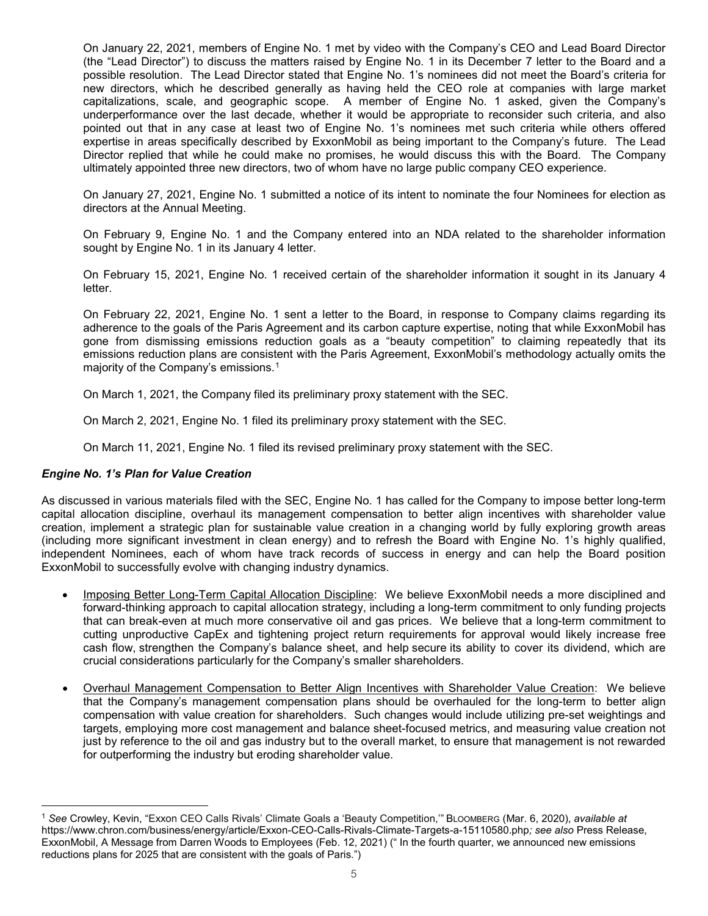On January 22, 2021, members of Engine No. 1 met by video with the Company's CEO and Lead Board Director (the "Lead Director") to discuss the matters raised by Engine No. 1 in its December 7 letter to the Board and a possible resolution. The Lead Director stated that Engine No. 1's nominees did not meet the Board's criteria for new directors, which he described generally as having held the CEO role at companies with large market capitalizations, scale, and geographic scope. A member of Engine No. 1 asked, given the Company's underperformance over the last decade, whether it would be appropriate to reconsider such criteria, and also pointed out that in any case at least two of Engine No. 1's nominees met such criteria while others offered expertise in areas specifically described by ExxonMobil as being important to the Company's future. The Lead Director replied that while he could make no promises, he would discuss this with the Board. The Company ultimately appointed three new directors, two of whom have no large public company CEO experience.

On January 27, 2021, Engine No. 1 submitted a notice of its intent to nominate the four Nominees for election as directors at the Annual Meeting.

On February 9, Engine No. 1 and the Company entered into an NDA related to the shareholder information sought by Engine No. 1 in its January 4 letter.

On February 15, 2021, Engine No. 1 received certain of the shareholder information it sought in its January 4 letter.

On February 22, 2021, Engine No. 1 sent a letter to the Board, in response to Company claims regarding its adherence to the goals of the Paris Agreement and its carbon capture expertise, noting that while ExxonMobil has gone from dismissing emissions reduction goals as a "beauty competition" to claiming repeatedly that its emissions reduction plans are consistent with the Paris Agreement, ExxonMobil's methodology actually omits the majority of the Company's emissions.[1]

On March 1, 2021, the Company filed its preliminary proxy statement with the SEC.

On March 2, 2021, Engine No. 1 filed its preliminary proxy statement with the SEC.

On March 11, 2021, Engine No. 1 filed its revised preliminary proxy statement with the SEC.

***Engine No. 1's Plan for Value Creation***

As discussed in various materials filed with the SEC, Engine No. 1 has called for the Company to impose better long-term capital allocation discipline, overhaul its management compensation to better align incentives with shareholder value creation, implement a strategic plan for sustainable value creation in a changing world by fully exploring growth areas (including more significant investment in clean energy) and to refresh the Board with Engine No. 1's highly qualified, independent Nominees, each of whom have track records of success in energy and can help the Board position ExxonMobil to successfully evolve with changing industry dynamics.

- Imposing Better Long-Term Capital Allocation Discipline: We believe ExxonMobil needs a more disciplined and forward-thinking approach to capital allocation strategy, including a long-term commitment to only funding projects that can break-even at much more conservative oil and gas prices. We believe that a long-term commitment to cutting unproductive CapEx and tightening project return requirements for approval would likely increase free cash flow, strengthen the Company's balance sheet, and help secure its ability to cover its dividend, which are crucial considerations particularly for the Company's smaller shareholders.

- Overhaul Management Compensation to Better Align Incentives with Shareholder Value Creation: We believe that the Company's management compensation plans should be overhauled for the long-term to better align compensation with value creation for shareholders. Such changes would include utilizing pre-set weightings and targets, employing more cost management and balance sheet-focused metrics, and measuring value creation not just by reference to the oil and gas industry but to the overall market, to ensure that management is not rewarded for outperforming the industry but eroding shareholder value.

---

[1] *See* Crowley, Kevin, "Exxon CEO Calls Rivals' Climate Goals a 'Beauty Competition,'" BLOOMBERG (Mar. 6, 2020), *available at* https://www.chron.com/business/energy/article/Exxon-CEO-Calls-Rivals-Climate-Targets-a-15110580.php*; see also* Press Release, ExxonMobil, A Message from Darren Woods to Employees (Feb. 12, 2021) (" In the fourth quarter, we announced new emissions reductions plans for 2025 that are consistent with the goals of Paris.")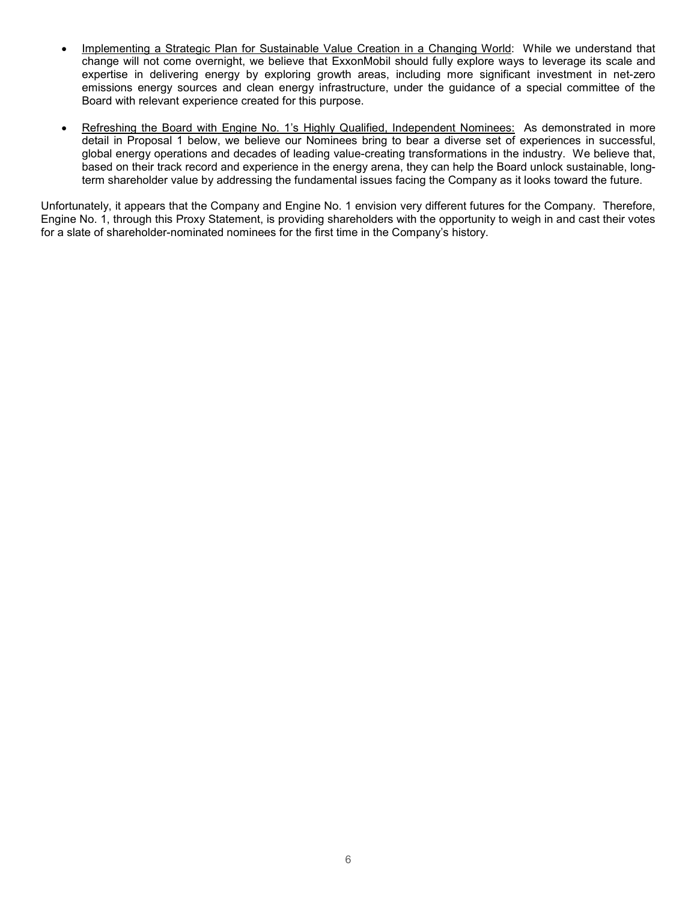- <u>Implementing a Strategic Plan for Sustainable Value Creation in a Changing World</u>: While we understand that change will not come overnight, we believe that ExxonMobil should fully explore ways to leverage its scale and expertise in delivering energy by exploring growth areas, including more significant investment in net-zero emissions energy sources and clean energy infrastructure, under the guidance of a special committee of the Board with relevant experience created for this purpose.

- <u>Refreshing the Board with Engine No. 1's Highly Qualified, Independent Nominees:</u> As demonstrated in more detail in Proposal 1 below, we believe our Nominees bring to bear a diverse set of experiences in successful, global energy operations and decades of leading value-creating transformations in the industry. We believe that, based on their track record and experience in the energy arena, they can help the Board unlock sustainable, long-term shareholder value by addressing the fundamental issues facing the Company as it looks toward the future.

Unfortunately, it appears that the Company and Engine No. 1 envision very different futures for the Company. Therefore, Engine No. 1, through this Proxy Statement, is providing shareholders with the opportunity to weigh in and cast their votes for a slate of shareholder-nominated nominees for the first time in the Company's history.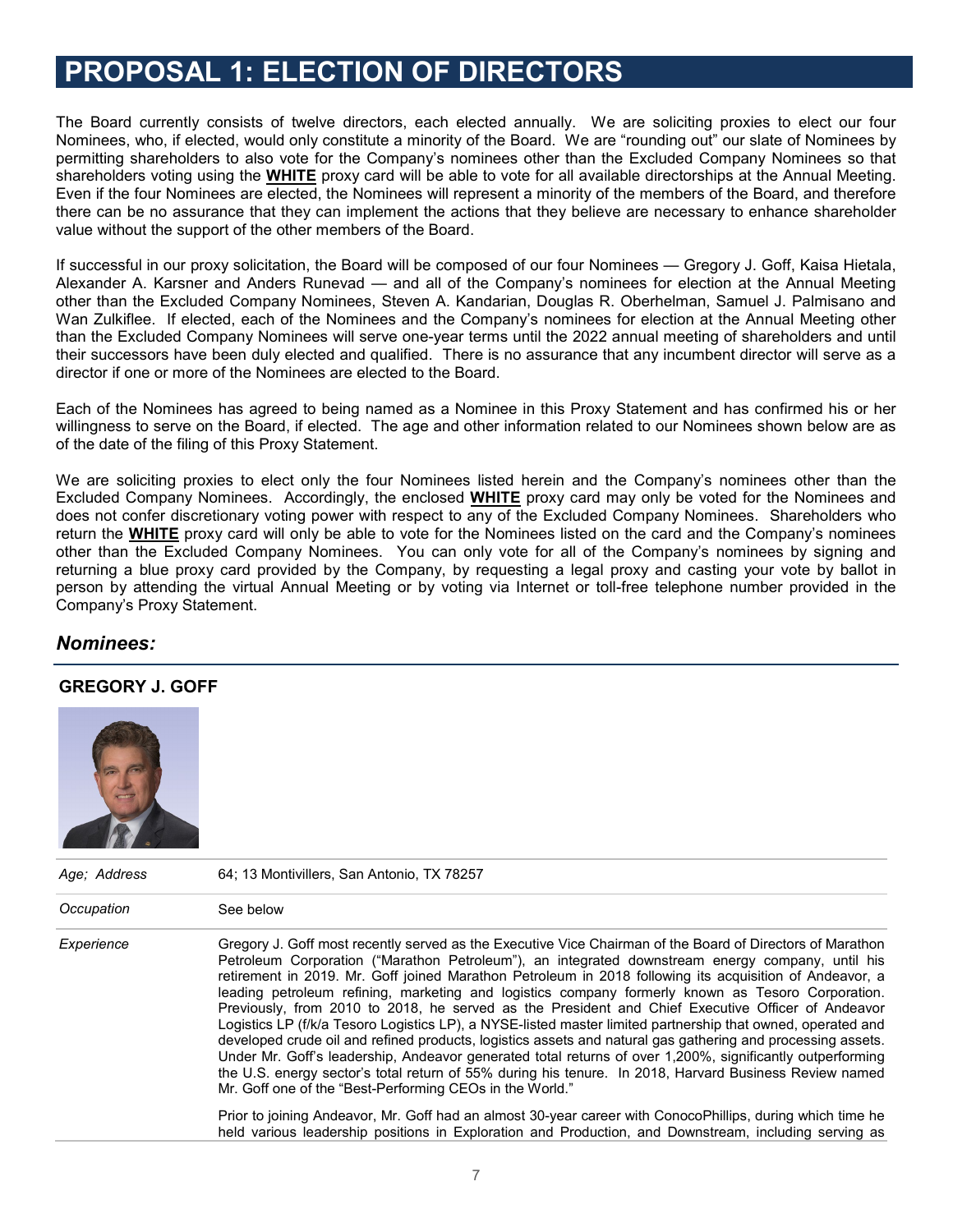# PROPOSAL 1: ELECTION OF DIRECTORS

The Board currently consists of twelve directors, each elected annually. We are soliciting proxies to elect our four Nominees, who, if elected, would only constitute a minority of the Board. We are "rounding out" our slate of Nominees by permitting shareholders to also vote for the Company's nominees other than the Excluded Company Nominees so that shareholders voting using the **WHITE** proxy card will be able to vote for all available directorships at the Annual Meeting. Even if the four Nominees are elected, the Nominees will represent a minority of the members of the Board, and therefore there can be no assurance that they can implement the actions that they believe are necessary to enhance shareholder value without the support of the other members of the Board.

If successful in our proxy solicitation, the Board will be composed of our four Nominees — Gregory J. Goff, Kaisa Hietala, Alexander A. Karsner and Anders Runevad — and all of the Company's nominees for election at the Annual Meeting other than the Excluded Company Nominees, Steven A. Kandarian, Douglas R. Oberhelman, Samuel J. Palmisano and Wan Zulkiflee. If elected, each of the Nominees and the Company's nominees for election at the Annual Meeting other than the Excluded Company Nominees will serve one-year terms until the 2022 annual meeting of shareholders and until their successors have been duly elected and qualified. There is no assurance that any incumbent director will serve as a director if one or more of the Nominees are elected to the Board.

Each of the Nominees has agreed to being named as a Nominee in this Proxy Statement and has confirmed his or her willingness to serve on the Board, if elected. The age and other information related to our Nominees shown below are as of the date of the filing of this Proxy Statement.

We are soliciting proxies to elect only the four Nominees listed herein and the Company's nominees other than the Excluded Company Nominees. Accordingly, the enclosed **WHITE** proxy card may only be voted for the Nominees and does not confer discretionary voting power with respect to any of the Excluded Company Nominees. Shareholders who return the **WHITE** proxy card will only be able to vote for the Nominees listed on the card and the Company's nominees other than the Excluded Company Nominees. You can only vote for all of the Company's nominees by signing and returning a blue proxy card provided by the Company, by requesting a legal proxy and casting your vote by ballot in person by attending the virtual Annual Meeting or by voting via Internet or toll-free telephone number provided in the Company's Proxy Statement.

## *Nominees:*

### GREGORY J. GOFF

| | |
|---|---|
| *Age; Address* | 64; 13 Montivillers, San Antonio, TX 78257 |
| *Occupation* | See below |
| *Experience* | Gregory J. Goff most recently served as the Executive Vice Chairman of the Board of Directors of Marathon Petroleum Corporation ("Marathon Petroleum"), an integrated downstream energy company, until his retirement in 2019. Mr. Goff joined Marathon Petroleum in 2018 following its acquisition of Andeavor, a leading petroleum refining, marketing and logistics company formerly known as Tesoro Corporation. Previously, from 2010 to 2018, he served as the President and Chief Executive Officer of Andeavor Logistics LP (f/k/a Tesoro Logistics LP), a NYSE-listed master limited partnership that owned, operated and developed crude oil and refined products, logistics assets and natural gas gathering and processing assets. Under Mr. Goff's leadership, Andeavor generated total returns of over 1,200%, significantly outperforming the U.S. energy sector's total return of 55% during his tenure. In 2018, Harvard Business Review named Mr. Goff one of the "Best-Performing CEOs in the World."<br><br>Prior to joining Andeavor, Mr. Goff had an almost 30-year career with ConocoPhillips, during which time he held various leadership positions in Exploration and Production, and Downstream, including serving as |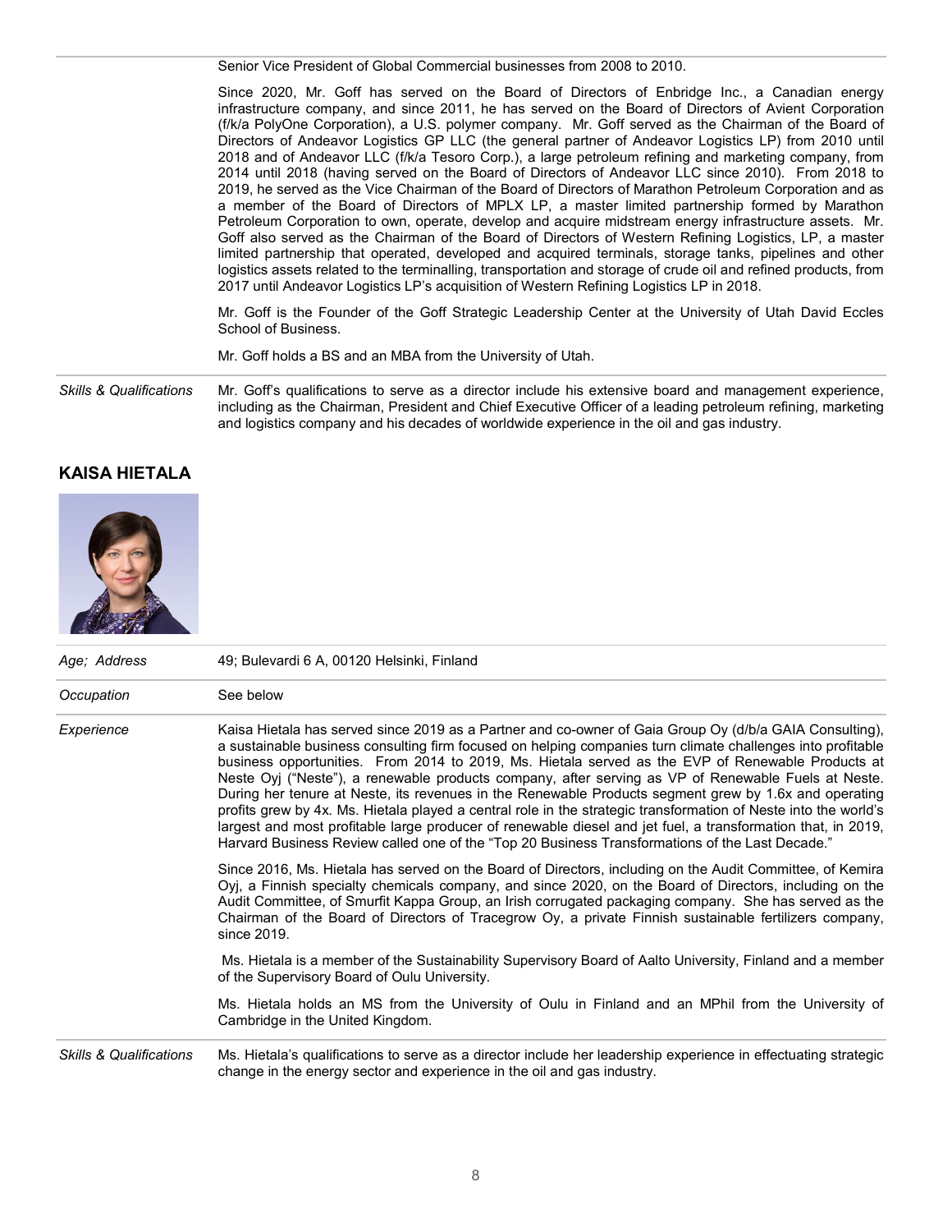Senior Vice President of Global Commercial businesses from 2008 to 2010.

Since 2020, Mr. Goff has served on the Board of Directors of Enbridge Inc., a Canadian energy infrastructure company, and since 2011, he has served on the Board of Directors of Avient Corporation (f/k/a PolyOne Corporation), a U.S. polymer company. Mr. Goff served as the Chairman of the Board of Directors of Andeavor Logistics GP LLC (the general partner of Andeavor Logistics LP) from 2010 until 2018 and of Andeavor LLC (f/k/a Tesoro Corp.), a large petroleum refining and marketing company, from 2014 until 2018 (having served on the Board of Directors of Andeavor LLC since 2010). From 2018 to 2019, he served as the Vice Chairman of the Board of Directors of Marathon Petroleum Corporation and as a member of the Board of Directors of MPLX LP, a master limited partnership formed by Marathon Petroleum Corporation to own, operate, develop and acquire midstream energy infrastructure assets. Mr. Goff also served as the Chairman of the Board of Directors of Western Refining Logistics, LP, a master limited partnership that operated, developed and acquired terminals, storage tanks, pipelines and other logistics assets related to the terminalling, transportation and storage of crude oil and refined products, from 2017 until Andeavor Logistics LP's acquisition of Western Refining Logistics LP in 2018.

Mr. Goff is the Founder of the Goff Strategic Leadership Center at the University of Utah David Eccles School of Business.

Mr. Goff holds a BS and an MBA from the University of Utah.

*Skills & Qualifications* Mr. Goff's qualifications to serve as a director include his extensive board and management experience, including as the Chairman, President and Chief Executive Officer of a leading petroleum refining, marketing and logistics company and his decades of worldwide experience in the oil and gas industry.

## KAISA HIETALA

*Age; Address* 49; Bulevardi 6 A, 00120 Helsinki, Finland

*Occupation* See below

*Experience* Kaisa Hietala has served since 2019 as a Partner and co-owner of Gaia Group Oy (d/b/a GAIA Consulting), a sustainable business consulting firm focused on helping companies turn climate challenges into profitable business opportunities. From 2014 to 2019, Ms. Hietala served as the EVP of Renewable Products at Neste Oyj ("Neste"), a renewable products company, after serving as VP of Renewable Fuels at Neste. During her tenure at Neste, its revenues in the Renewable Products segment grew by 1.6x and operating profits grew by 4x. Ms. Hietala played a central role in the strategic transformation of Neste into the world's largest and most profitable large producer of renewable diesel and jet fuel, a transformation that, in 2019, Harvard Business Review called one of the "Top 20 Business Transformations of the Last Decade."

Since 2016, Ms. Hietala has served on the Board of Directors, including on the Audit Committee, of Kemira Oyj, a Finnish specialty chemicals company, and since 2020, on the Board of Directors, including on the Audit Committee, of Smurfit Kappa Group, an Irish corrugated packaging company. She has served as the Chairman of the Board of Directors of Tracegrow Oy, a private Finnish sustainable fertilizers company, since 2019.

Ms. Hietala is a member of the Sustainability Supervisory Board of Aalto University, Finland and a member of the Supervisory Board of Oulu University.

Ms. Hietala holds an MS from the University of Oulu in Finland and an MPhil from the University of Cambridge in the United Kingdom.

*Skills & Qualifications* Ms. Hietala's qualifications to serve as a director include her leadership experience in effectuating strategic change in the energy sector and experience in the oil and gas industry.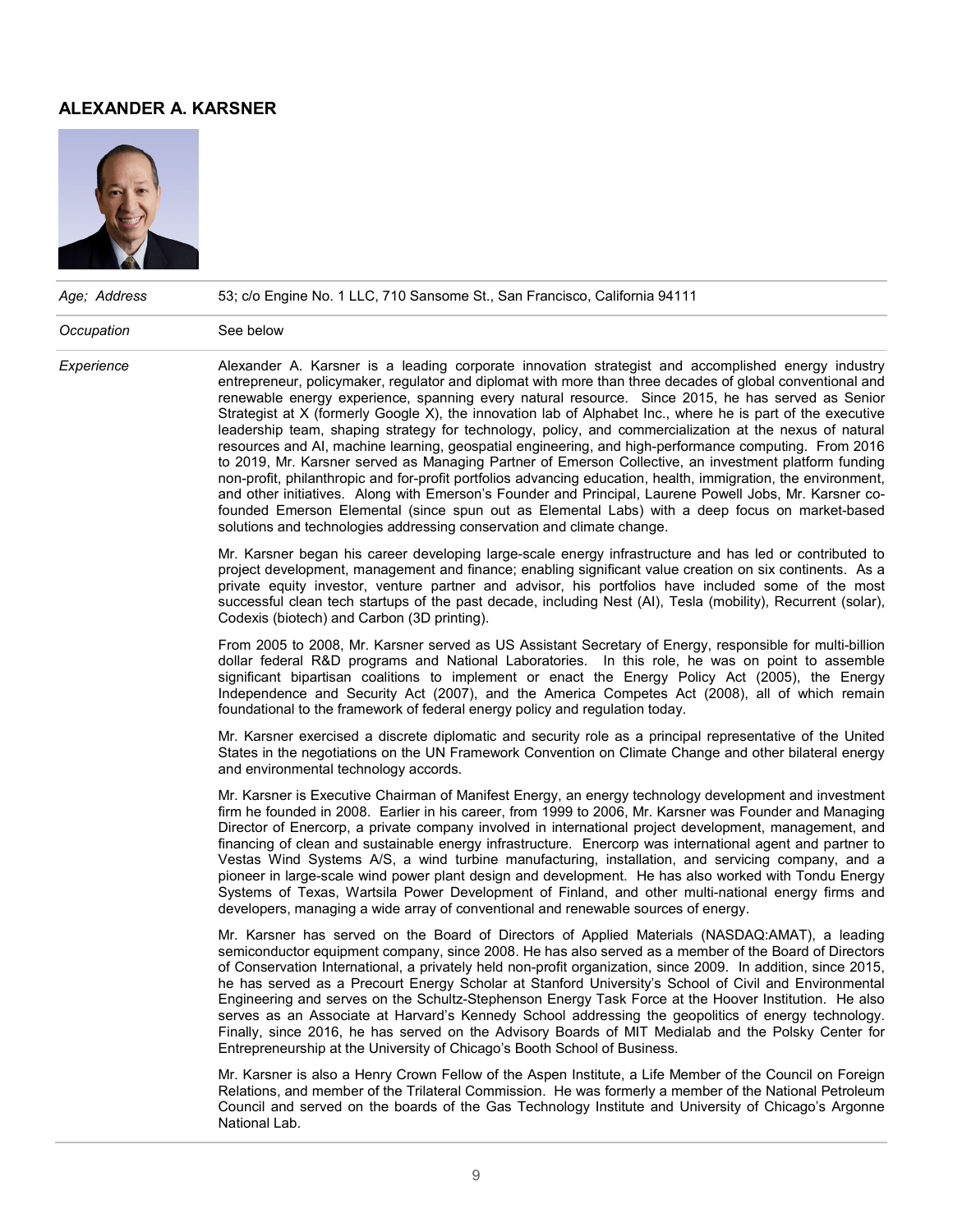## ALEXANDER A. KARSNER

| | |
|---|---|
| *Age; Address* | 53; c/o Engine No. 1 LLC, 710 Sansome St., San Francisco, California 94111 |
| *Occupation* | See below |

*Experience*

Alexander A. Karsner is a leading corporate innovation strategist and accomplished energy industry entrepreneur, policymaker, regulator and diplomat with more than three decades of global conventional and renewable energy experience, spanning every natural resource. Since 2015, he has served as Senior Strategist at X (formerly Google X), the innovation lab of Alphabet Inc., where he is part of the executive leadership team, shaping strategy for technology, policy, and commercialization at the nexus of natural resources and AI, machine learning, geospatial engineering, and high-performance computing. From 2016 to 2019, Mr. Karsner served as Managing Partner of Emerson Collective, an investment platform funding non-profit, philanthropic and for-profit portfolios advancing education, health, immigration, the environment, and other initiatives. Along with Emerson's Founder and Principal, Laurene Powell Jobs, Mr. Karsner co-founded Emerson Elemental (since spun out as Elemental Labs) with a deep focus on market-based solutions and technologies addressing conservation and climate change.

Mr. Karsner began his career developing large-scale energy infrastructure and has led or contributed to project development, management and finance; enabling significant value creation on six continents. As a private equity investor, venture partner and advisor, his portfolios have included some of the most successful clean tech startups of the past decade, including Nest (AI), Tesla (mobility), Recurrent (solar), Codexis (biotech) and Carbon (3D printing).

From 2005 to 2008, Mr. Karsner served as US Assistant Secretary of Energy, responsible for multi-billion dollar federal R&D programs and National Laboratories. In this role, he was on point to assemble significant bipartisan coalitions to implement or enact the Energy Policy Act (2005), the Energy Independence and Security Act (2007), and the America Competes Act (2008), all of which remain foundational to the framework of federal energy policy and regulation today.

Mr. Karsner exercised a discrete diplomatic and security role as a principal representative of the United States in the negotiations on the UN Framework Convention on Climate Change and other bilateral energy and environmental technology accords.

Mr. Karsner is Executive Chairman of Manifest Energy, an energy technology development and investment firm he founded in 2008. Earlier in his career, from 1999 to 2006, Mr. Karsner was Founder and Managing Director of Enercorp, a private company involved in international project development, management, and financing of clean and sustainable energy infrastructure. Enercorp was international agent and partner to Vestas Wind Systems A/S, a wind turbine manufacturing, installation, and servicing company, and a pioneer in large-scale wind power plant design and development. He has also worked with Tondu Energy Systems of Texas, Wartsila Power Development of Finland, and other multi-national energy firms and developers, managing a wide array of conventional and renewable sources of energy.

Mr. Karsner has served on the Board of Directors of Applied Materials (NASDAQ:AMAT), a leading semiconductor equipment company, since 2008. He has also served as a member of the Board of Directors of Conservation International, a privately held non-profit organization, since 2009. In addition, since 2015, he has served as a Precourt Energy Scholar at Stanford University's School of Civil and Environmental Engineering and serves on the Schultz-Stephenson Energy Task Force at the Hoover Institution. He also serves as an Associate at Harvard's Kennedy School addressing the geopolitics of energy technology. Finally, since 2016, he has served on the Advisory Boards of MIT Medialab and the Polsky Center for Entrepreneurship at the University of Chicago's Booth School of Business.

Mr. Karsner is also a Henry Crown Fellow of the Aspen Institute, a Life Member of the Council on Foreign Relations, and member of the Trilateral Commission. He was formerly a member of the National Petroleum Council and served on the boards of the Gas Technology Institute and University of Chicago's Argonne National Lab.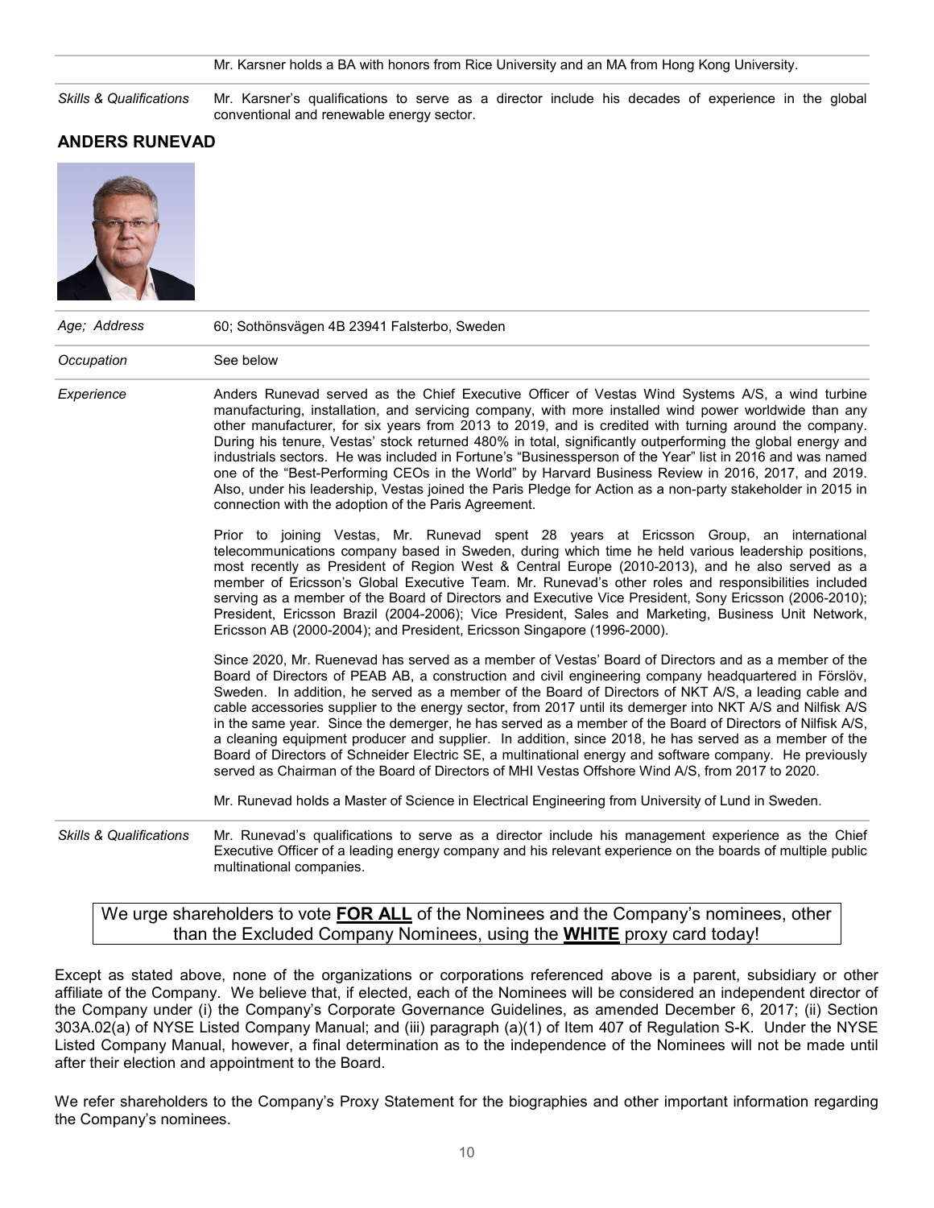| | |
|---|---|
| | Mr. Karsner holds a BA with honors from Rice University and an MA from Hong Kong University. |
| *Skills & Qualifications* | Mr. Karsner's qualifications to serve as a director include his decades of experience in the global conventional and renewable energy sector. |

## ANDERS RUNEVAD

| | |
|---|---|
| *Age; Address* | 60; Sothönsvägen 4B 23941 Falsterbo, Sweden |
| *Occupation* | See below |
| *Experience* | Anders Runevad served as the Chief Executive Officer of Vestas Wind Systems A/S, a wind turbine manufacturing, installation, and servicing company, with more installed wind power worldwide than any other manufacturer, for six years from 2013 to 2019, and is credited with turning around the company. During his tenure, Vestas' stock returned 480% in total, significantly outperforming the global energy and industrials sectors. He was included in Fortune's "Businessperson of the Year" list in 2016 and was named one of the "Best-Performing CEOs in the World" by Harvard Business Review in 2016, 2017, and 2019. Also, under his leadership, Vestas joined the Paris Pledge for Action as a non-party stakeholder in 2015 in connection with the adoption of the Paris Agreement.<br><br>Prior to joining Vestas, Mr. Runevad spent 28 years at Ericsson Group, an international telecommunications company based in Sweden, during which time he held various leadership positions, most recently as President of Region West & Central Europe (2010-2013), and he also served as a member of Ericsson's Global Executive Team. Mr. Runevad's other roles and responsibilities included serving as a member of the Board of Directors and Executive Vice President, Sony Ericsson (2006-2010); President, Ericsson Brazil (2004-2006); Vice President, Sales and Marketing, Business Unit Network, Ericsson AB (2000-2004); and President, Ericsson Singapore (1996-2000).<br><br>Since 2020, Mr. Ruenevad has served as a member of Vestas' Board of Directors and as a member of the Board of Directors of PEAB AB, a construction and civil engineering company headquartered in Förslöv, Sweden. In addition, he served as a member of the Board of Directors of NKT A/S, a leading cable and cable accessories supplier to the energy sector, from 2017 until its demerger into NKT A/S and Nilfisk A/S in the same year. Since the demerger, he has served as a member of the Board of Directors of Nilfisk A/S, a cleaning equipment producer and supplier. In addition, since 2018, he has served as a member of the Board of Directors of Schneider Electric SE, a multinational energy and software company. He previously served as Chairman of the Board of Directors of MHI Vestas Offshore Wind A/S, from 2017 to 2020.<br><br>Mr. Runevad holds a Master of Science in Electrical Engineering from University of Lund in Sweden. |
| *Skills & Qualifications* | Mr. Runevad's qualifications to serve as a director include his management experience as the Chief Executive Officer of a leading energy company and his relevant experience on the boards of multiple public multinational companies. |

We urge shareholders to vote **FOR ALL** of the Nominees and the Company's nominees, other than the Excluded Company Nominees, using the **WHITE** proxy card today!

Except as stated above, none of the organizations or corporations referenced above is a parent, subsidiary or other affiliate of the Company. We believe that, if elected, each of the Nominees will be considered an independent director of the Company under (i) the Company's Corporate Governance Guidelines, as amended December 6, 2017; (ii) Section 303A.02(a) of NYSE Listed Company Manual; and (iii) paragraph (a)(1) of Item 407 of Regulation S-K. Under the NYSE Listed Company Manual, however, a final determination as to the independence of the Nominees will not be made until after their election and appointment to the Board.

We refer shareholders to the Company's Proxy Statement for the biographies and other important information regarding the Company's nominees.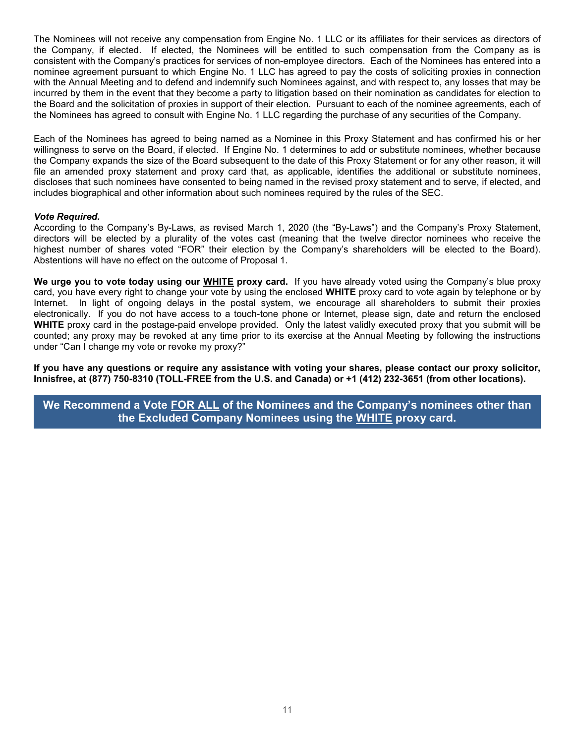The Nominees will not receive any compensation from Engine No. 1 LLC or its affiliates for their services as directors of the Company, if elected. If elected, the Nominees will be entitled to such compensation from the Company as is consistent with the Company's practices for services of non-employee directors. Each of the Nominees has entered into a nominee agreement pursuant to which Engine No. 1 LLC has agreed to pay the costs of soliciting proxies in connection with the Annual Meeting and to defend and indemnify such Nominees against, and with respect to, any losses that may be incurred by them in the event that they become a party to litigation based on their nomination as candidates for election to the Board and the solicitation of proxies in support of their election. Pursuant to each of the nominee agreements, each of the Nominees has agreed to consult with Engine No. 1 LLC regarding the purchase of any securities of the Company.

Each of the Nominees has agreed to being named as a Nominee in this Proxy Statement and has confirmed his or her willingness to serve on the Board, if elected. If Engine No. 1 determines to add or substitute nominees, whether because the Company expands the size of the Board subsequent to the date of this Proxy Statement or for any other reason, it will file an amended proxy statement and proxy card that, as applicable, identifies the additional or substitute nominees, discloses that such nominees have consented to being named in the revised proxy statement and to serve, if elected, and includes biographical and other information about such nominees required by the rules of the SEC.

***Vote Required.***

According to the Company's By-Laws, as revised March 1, 2020 (the "By-Laws") and the Company's Proxy Statement, directors will be elected by a plurality of the votes cast (meaning that the twelve director nominees who receive the highest number of shares voted "FOR" their election by the Company's shareholders will be elected to the Board). Abstentions will have no effect on the outcome of Proposal 1.

**We urge you to vote today using our <u>WHITE</u> proxy card.** If you have already voted using the Company's blue proxy card, you have every right to change your vote by using the enclosed **WHITE** proxy card to vote again by telephone or by Internet. In light of ongoing delays in the postal system, we encourage all shareholders to submit their proxies electronically. If you do not have access to a touch-tone phone or Internet, please sign, date and return the enclosed **WHITE** proxy card in the postage-paid envelope provided. Only the latest validly executed proxy that you submit will be counted; any proxy may be revoked at any time prior to its exercise at the Annual Meeting by following the instructions under "Can I change my vote or revoke my proxy?"

**If you have any questions or require any assistance with voting your shares, please contact our proxy solicitor, Innisfree, at (877) 750-8310 (TOLL-FREE from the U.S. and Canada) or +1 (412) 232-3651 (from other locations).**

**We Recommend a Vote <u>FOR ALL</u> of the Nominees and the Company's nominees other than the Excluded Company Nominees using the <u>WHITE</u> proxy card.**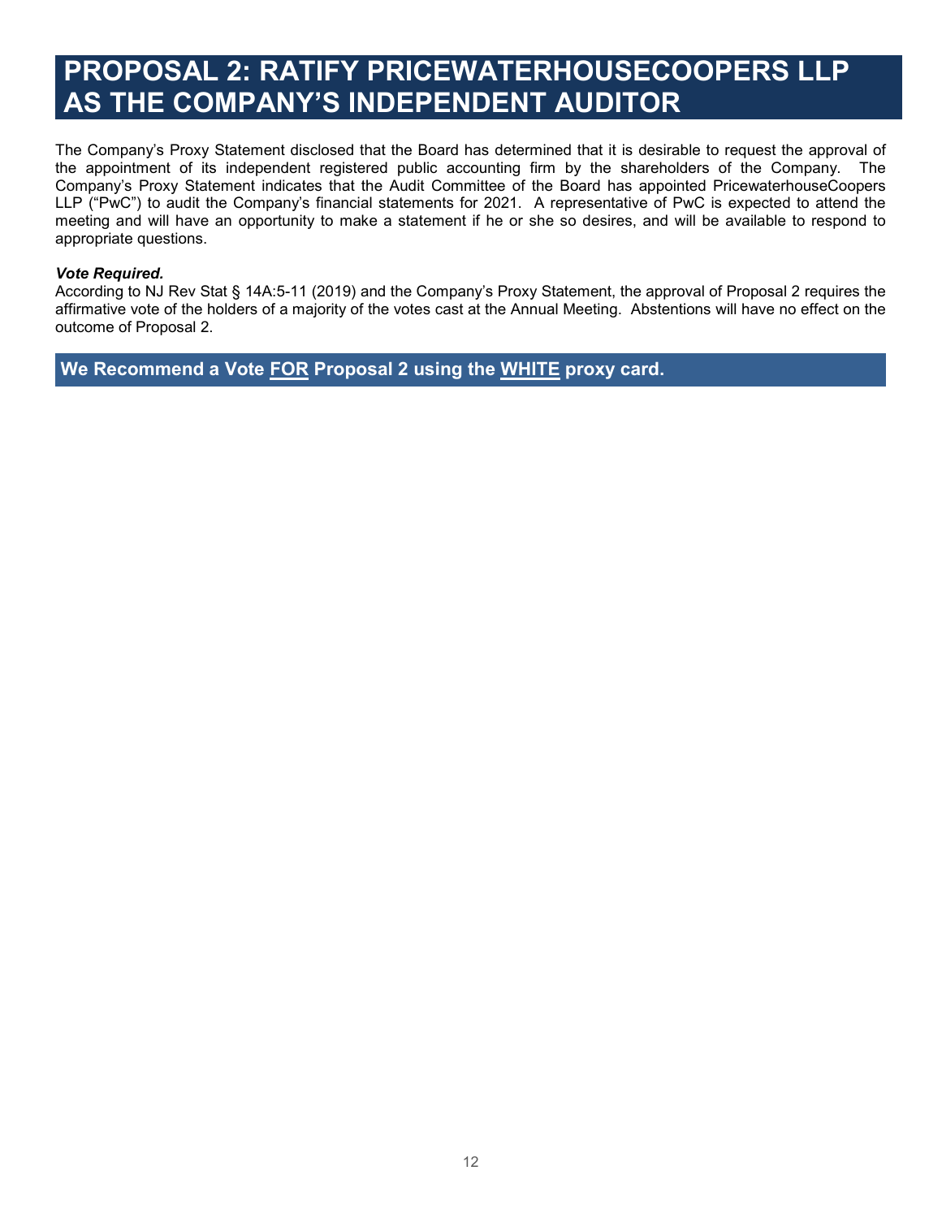# PROPOSAL 2: RATIFY PRICEWATERHOUSECOOPERS LLP AS THE COMPANY'S INDEPENDENT AUDITOR

The Company's Proxy Statement disclosed that the Board has determined that it is desirable to request the approval of the appointment of its independent registered public accounting firm by the shareholders of the Company. The Company's Proxy Statement indicates that the Audit Committee of the Board has appointed PricewaterhouseCoopers LLP ("PwC") to audit the Company's financial statements for 2021. A representative of PwC is expected to attend the meeting and will have an opportunity to make a statement if he or she so desires, and will be available to respond to appropriate questions.

***Vote Required.***

According to NJ Rev Stat § 14A:5-11 (2019) and the Company's Proxy Statement, the approval of Proposal 2 requires the affirmative vote of the holders of a majority of the votes cast at the Annual Meeting. Abstentions will have no effect on the outcome of Proposal 2.

**We Recommend a Vote FOR Proposal 2 using the WHITE proxy card.**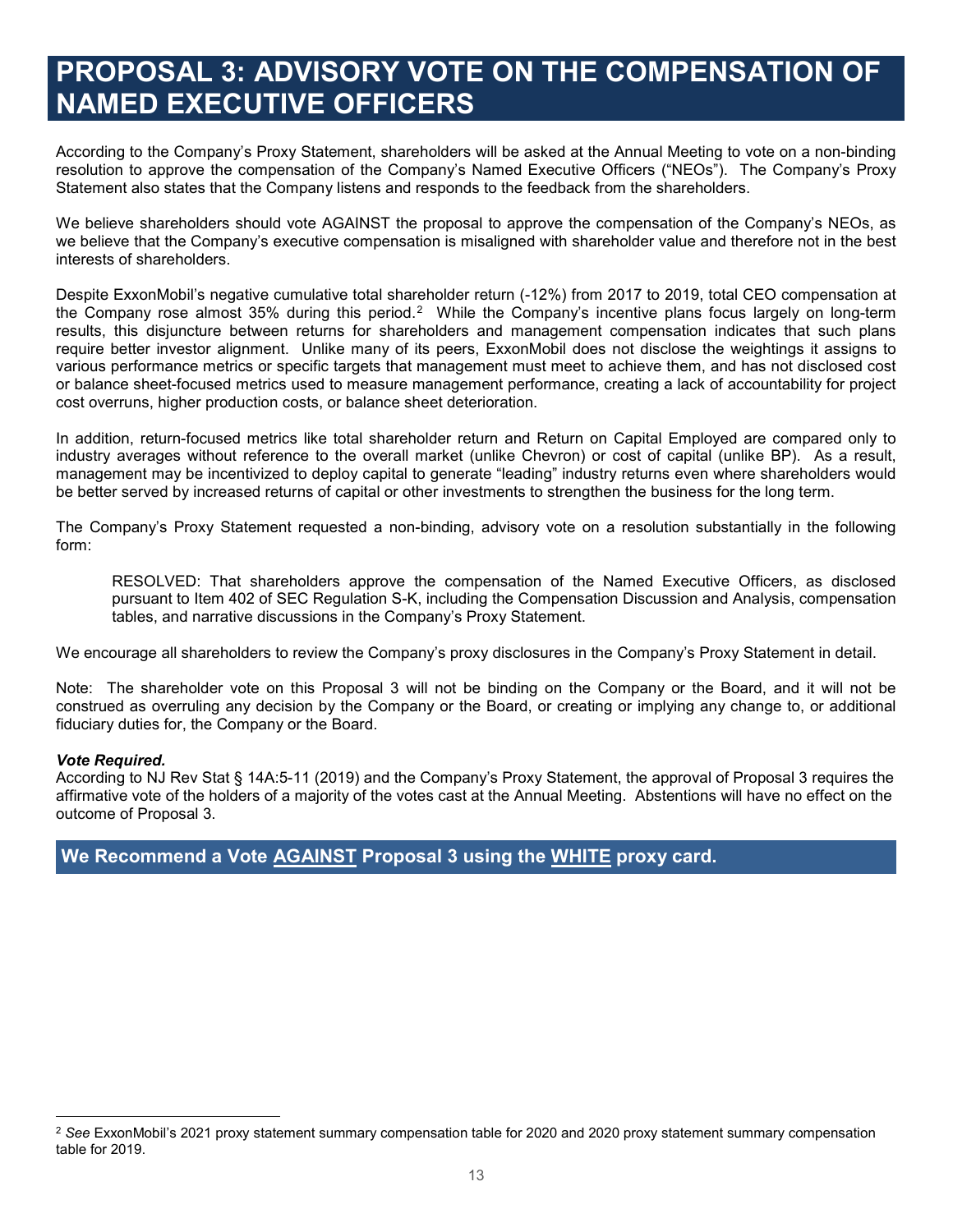# PROPOSAL 3: ADVISORY VOTE ON THE COMPENSATION OF NAMED EXECUTIVE OFFICERS

According to the Company's Proxy Statement, shareholders will be asked at the Annual Meeting to vote on a non-binding resolution to approve the compensation of the Company's Named Executive Officers ("NEOs"). The Company's Proxy Statement also states that the Company listens and responds to the feedback from the shareholders.

We believe shareholders should vote AGAINST the proposal to approve the compensation of the Company's NEOs, as we believe that the Company's executive compensation is misaligned with shareholder value and therefore not in the best interests of shareholders.

Despite ExxonMobil's negative cumulative total shareholder return (-12%) from 2017 to 2019, total CEO compensation at the Company rose almost 35% during this period.[2] While the Company's incentive plans focus largely on long-term results, this disjuncture between returns for shareholders and management compensation indicates that such plans require better investor alignment. Unlike many of its peers, ExxonMobil does not disclose the weightings it assigns to various performance metrics or specific targets that management must meet to achieve them, and has not disclosed cost or balance sheet-focused metrics used to measure management performance, creating a lack of accountability for project cost overruns, higher production costs, or balance sheet deterioration.

In addition, return-focused metrics like total shareholder return and Return on Capital Employed are compared only to industry averages without reference to the overall market (unlike Chevron) or cost of capital (unlike BP). As a result, management may be incentivized to deploy capital to generate "leading" industry returns even where shareholders would be better served by increased returns of capital or other investments to strengthen the business for the long term.

The Company's Proxy Statement requested a non-binding, advisory vote on a resolution substantially in the following form:

> RESOLVED: That shareholders approve the compensation of the Named Executive Officers, as disclosed pursuant to Item 402 of SEC Regulation S-K, including the Compensation Discussion and Analysis, compensation tables, and narrative discussions in the Company's Proxy Statement.

We encourage all shareholders to review the Company's proxy disclosures in the Company's Proxy Statement in detail.

Note: The shareholder vote on this Proposal 3 will not be binding on the Company or the Board, and it will not be construed as overruling any decision by the Company or the Board, or creating or implying any change to, or additional fiduciary duties for, the Company or the Board.

***Vote Required.***
According to NJ Rev Stat § 14A:5-11 (2019) and the Company's Proxy Statement, the approval of Proposal 3 requires the affirmative vote of the holders of a majority of the votes cast at the Annual Meeting. Abstentions will have no effect on the outcome of Proposal 3.

**We Recommend a Vote AGAINST Proposal 3 using the WHITE proxy card.**

---

[2] *See* ExxonMobil's 2021 proxy statement summary compensation table for 2020 and 2020 proxy statement summary compensation table for 2019.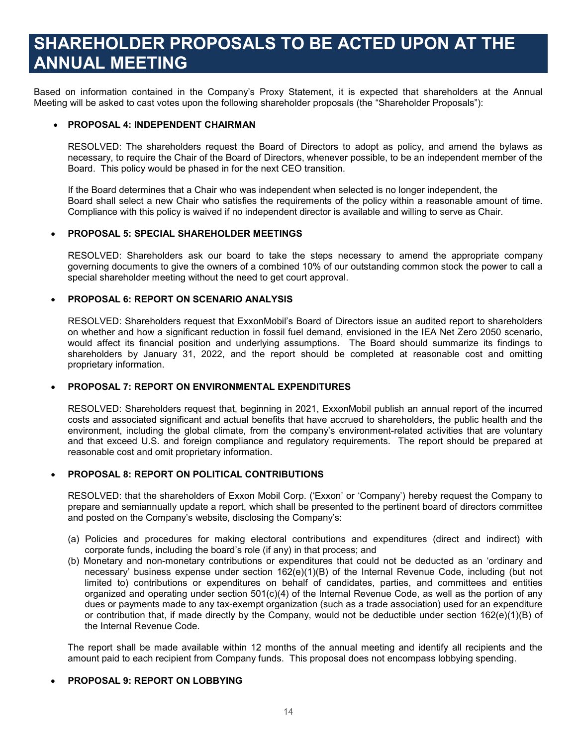# SHAREHOLDER PROPOSALS TO BE ACTED UPON AT THE ANNUAL MEETING

Based on information contained in the Company's Proxy Statement, it is expected that shareholders at the Annual Meeting will be asked to cast votes upon the following shareholder proposals (the "Shareholder Proposals"):

- **PROPOSAL 4: INDEPENDENT CHAIRMAN**

  RESOLVED: The shareholders request the Board of Directors to adopt as policy, and amend the bylaws as necessary, to require the Chair of the Board of Directors, whenever possible, to be an independent member of the Board. This policy would be phased in for the next CEO transition.

  If the Board determines that a Chair who was independent when selected is no longer independent, the Board shall select a new Chair who satisfies the requirements of the policy within a reasonable amount of time. Compliance with this policy is waived if no independent director is available and willing to serve as Chair.

- **PROPOSAL 5: SPECIAL SHAREHOLDER MEETINGS**

  RESOLVED: Shareholders ask our board to take the steps necessary to amend the appropriate company governing documents to give the owners of a combined 10% of our outstanding common stock the power to call a special shareholder meeting without the need to get court approval.

- **PROPOSAL 6: REPORT ON SCENARIO ANALYSIS**

  RESOLVED: Shareholders request that ExxonMobil's Board of Directors issue an audited report to shareholders on whether and how a significant reduction in fossil fuel demand, envisioned in the IEA Net Zero 2050 scenario, would affect its financial position and underlying assumptions. The Board should summarize its findings to shareholders by January 31, 2022, and the report should be completed at reasonable cost and omitting proprietary information.

- **PROPOSAL 7: REPORT ON ENVIRONMENTAL EXPENDITURES**

  RESOLVED: Shareholders request that, beginning in 2021, ExxonMobil publish an annual report of the incurred costs and associated significant and actual benefits that have accrued to shareholders, the public health and the environment, including the global climate, from the company's environment-related activities that are voluntary and that exceed U.S. and foreign compliance and regulatory requirements. The report should be prepared at reasonable cost and omit proprietary information.

- **PROPOSAL 8: REPORT ON POLITICAL CONTRIBUTIONS**

  RESOLVED: that the shareholders of Exxon Mobil Corp. ('Exxon' or 'Company') hereby request the Company to prepare and semiannually update a report, which shall be presented to the pertinent board of directors committee and posted on the Company's website, disclosing the Company's:

  (a) Policies and procedures for making electoral contributions and expenditures (direct and indirect) with corporate funds, including the board's role (if any) in that process; and

  (b) Monetary and non-monetary contributions or expenditures that could not be deducted as an 'ordinary and necessary' business expense under section 162(e)(1)(B) of the Internal Revenue Code, including (but not limited to) contributions or expenditures on behalf of candidates, parties, and committees and entities organized and operating under section 501(c)(4) of the Internal Revenue Code, as well as the portion of any dues or payments made to any tax-exempt organization (such as a trade association) used for an expenditure or contribution that, if made directly by the Company, would not be deductible under section 162(e)(1)(B) of the Internal Revenue Code.

  The report shall be made available within 12 months of the annual meeting and identify all recipients and the amount paid to each recipient from Company funds. This proposal does not encompass lobbying spending.

- **PROPOSAL 9: REPORT ON LOBBYING**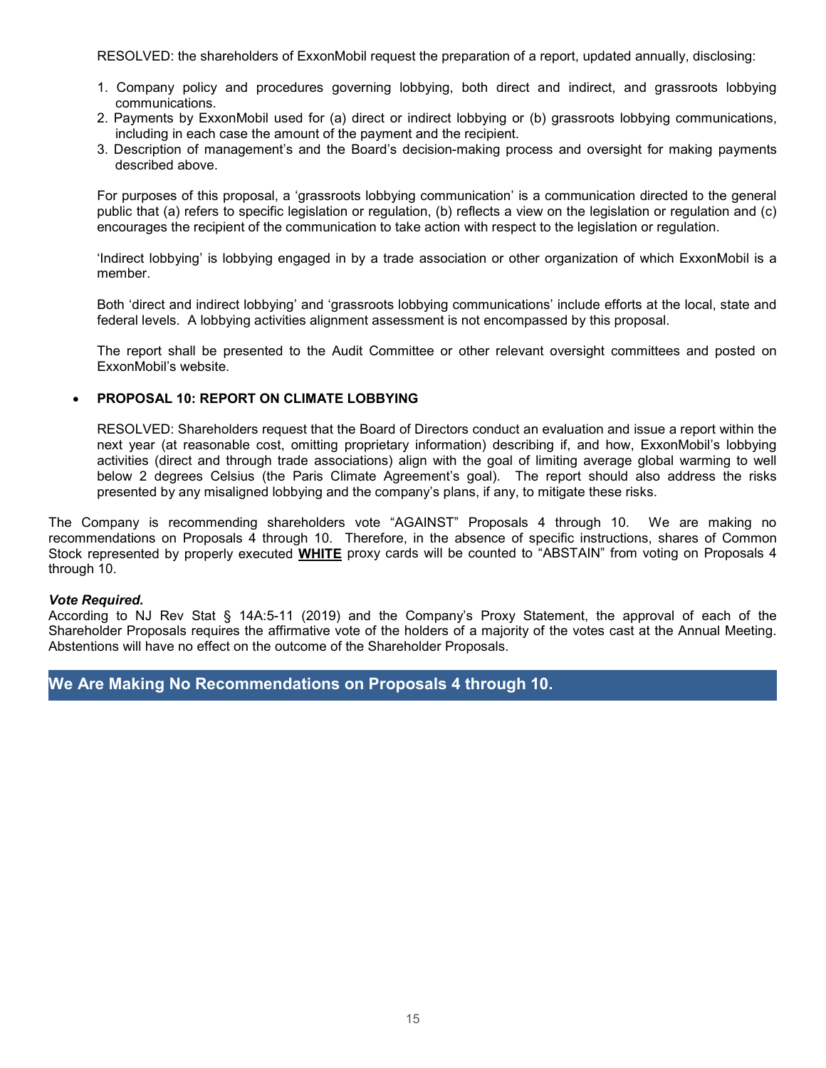RESOLVED: the shareholders of ExxonMobil request the preparation of a report, updated annually, disclosing:

1. Company policy and procedures governing lobbying, both direct and indirect, and grassroots lobbying communications.
2. Payments by ExxonMobil used for (a) direct or indirect lobbying or (b) grassroots lobbying communications, including in each case the amount of the payment and the recipient.
3. Description of management's and the Board's decision-making process and oversight for making payments described above.

For purposes of this proposal, a 'grassroots lobbying communication' is a communication directed to the general public that (a) refers to specific legislation or regulation, (b) reflects a view on the legislation or regulation and (c) encourages the recipient of the communication to take action with respect to the legislation or regulation.

'Indirect lobbying' is lobbying engaged in by a trade association or other organization of which ExxonMobil is a member.

Both 'direct and indirect lobbying' and 'grassroots lobbying communications' include efforts at the local, state and federal levels. A lobbying activities alignment assessment is not encompassed by this proposal.

The report shall be presented to the Audit Committee or other relevant oversight committees and posted on ExxonMobil's website.

- **PROPOSAL 10: REPORT ON CLIMATE LOBBYING**

RESOLVED: Shareholders request that the Board of Directors conduct an evaluation and issue a report within the next year (at reasonable cost, omitting proprietary information) describing if, and how, ExxonMobil's lobbying activities (direct and through trade associations) align with the goal of limiting average global warming to well below 2 degrees Celsius (the Paris Climate Agreement's goal). The report should also address the risks presented by any misaligned lobbying and the company's plans, if any, to mitigate these risks.

The Company is recommending shareholders vote "AGAINST" Proposals 4 through 10. We are making no recommendations on Proposals 4 through 10. Therefore, in the absence of specific instructions, shares of Common Stock represented by properly executed **WHITE** proxy cards will be counted to "ABSTAIN" from voting on Proposals 4 through 10.

***Vote Required.***
According to NJ Rev Stat § 14A:5-11 (2019) and the Company's Proxy Statement, the approval of each of the Shareholder Proposals requires the affirmative vote of the holders of a majority of the votes cast at the Annual Meeting. Abstentions will have no effect on the outcome of the Shareholder Proposals.

## We Are Making No Recommendations on Proposals 4 through 10.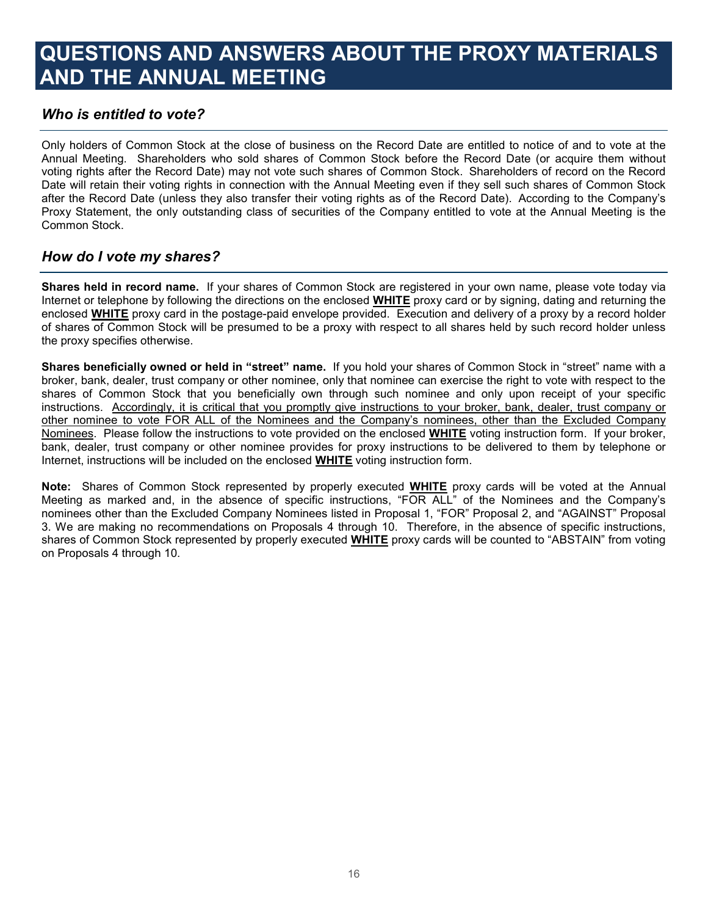# QUESTIONS AND ANSWERS ABOUT THE PROXY MATERIALS AND THE ANNUAL MEETING

### *Who is entitled to vote?*

Only holders of Common Stock at the close of business on the Record Date are entitled to notice of and to vote at the Annual Meeting. Shareholders who sold shares of Common Stock before the Record Date (or acquire them without voting rights after the Record Date) may not vote such shares of Common Stock. Shareholders of record on the Record Date will retain their voting rights in connection with the Annual Meeting even if they sell such shares of Common Stock after the Record Date (unless they also transfer their voting rights as of the Record Date). According to the Company's Proxy Statement, the only outstanding class of securities of the Company entitled to vote at the Annual Meeting is the Common Stock.

### *How do I vote my shares?*

**Shares held in record name.** If your shares of Common Stock are registered in your own name, please vote today via Internet or telephone by following the directions on the enclosed **WHITE** proxy card or by signing, dating and returning the enclosed **WHITE** proxy card in the postage-paid envelope provided. Execution and delivery of a proxy by a record holder of shares of Common Stock will be presumed to be a proxy with respect to all shares held by such record holder unless the proxy specifies otherwise.

**Shares beneficially owned or held in "street" name.** If you hold your shares of Common Stock in "street" name with a broker, bank, dealer, trust company or other nominee, only that nominee can exercise the right to vote with respect to the shares of Common Stock that you beneficially own through such nominee and only upon receipt of your specific instructions. Accordingly, it is critical that you promptly give instructions to your broker, bank, dealer, trust company or other nominee to vote FOR ALL of the Nominees and the Company's nominees, other than the Excluded Company Nominees. Please follow the instructions to vote provided on the enclosed **WHITE** voting instruction form. If your broker, bank, dealer, trust company or other nominee provides for proxy instructions to be delivered to them by telephone or Internet, instructions will be included on the enclosed **WHITE** voting instruction form.

**Note:** Shares of Common Stock represented by properly executed **WHITE** proxy cards will be voted at the Annual Meeting as marked and, in the absence of specific instructions, "FOR ALL" of the Nominees and the Company's nominees other than the Excluded Company Nominees listed in Proposal 1, "FOR" Proposal 2, and "AGAINST" Proposal 3. We are making no recommendations on Proposals 4 through 10. Therefore, in the absence of specific instructions, shares of Common Stock represented by properly executed **WHITE** proxy cards will be counted to "ABSTAIN" from voting on Proposals 4 through 10.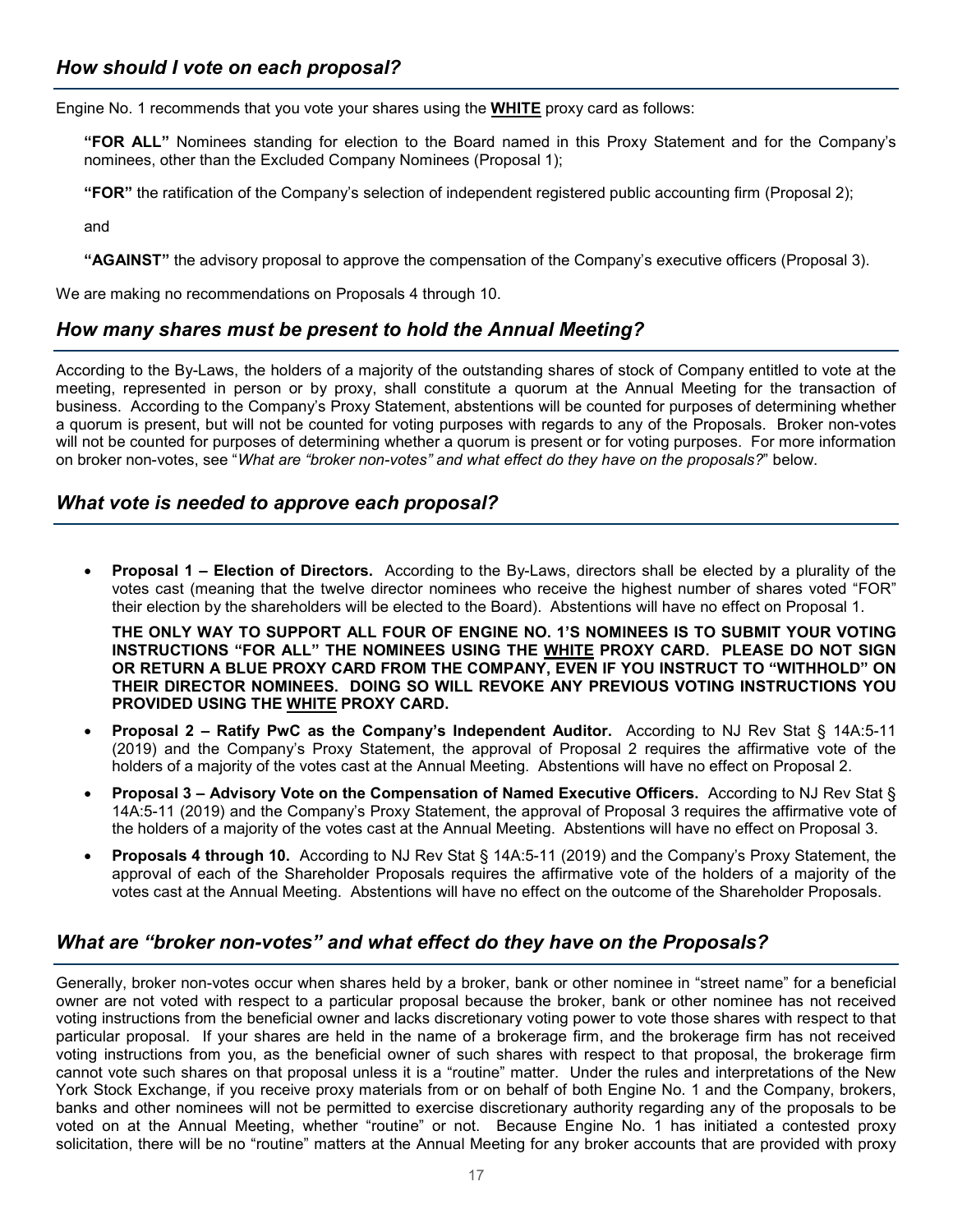## *How should I vote on each proposal?*

Engine No. 1 recommends that you vote your shares using the **WHITE** proxy card as follows:

**"FOR ALL"** Nominees standing for election to the Board named in this Proxy Statement and for the Company's nominees, other than the Excluded Company Nominees (Proposal 1);

**"FOR"** the ratification of the Company's selection of independent registered public accounting firm (Proposal 2);

and

**"AGAINST"** the advisory proposal to approve the compensation of the Company's executive officers (Proposal 3).

We are making no recommendations on Proposals 4 through 10.

## *How many shares must be present to hold the Annual Meeting?*

According to the By-Laws, the holders of a majority of the outstanding shares of stock of Company entitled to vote at the meeting, represented in person or by proxy, shall constitute a quorum at the Annual Meeting for the transaction of business. According to the Company's Proxy Statement, abstentions will be counted for purposes of determining whether a quorum is present, but will not be counted for voting purposes with regards to any of the Proposals. Broker non-votes will not be counted for purposes of determining whether a quorum is present or for voting purposes. For more information on broker non-votes, see "*What are "broker non-votes" and what effect do they have on the proposals?*" below.

## *What vote is needed to approve each proposal?*

- **Proposal 1 – Election of Directors.** According to the By-Laws, directors shall be elected by a plurality of the votes cast (meaning that the twelve director nominees who receive the highest number of shares voted "FOR" their election by the shareholders will be elected to the Board). Abstentions will have no effect on Proposal 1.

  **THE ONLY WAY TO SUPPORT ALL FOUR OF ENGINE NO. 1'S NOMINEES IS TO SUBMIT YOUR VOTING INSTRUCTIONS "FOR ALL" THE NOMINEES USING THE WHITE PROXY CARD. PLEASE DO NOT SIGN OR RETURN A BLUE PROXY CARD FROM THE COMPANY, EVEN IF YOU INSTRUCT TO "WITHHOLD" ON THEIR DIRECTOR NOMINEES. DOING SO WILL REVOKE ANY PREVIOUS VOTING INSTRUCTIONS YOU PROVIDED USING THE WHITE PROXY CARD.**

- **Proposal 2 – Ratify PwC as the Company's Independent Auditor.** According to NJ Rev Stat § 14A:5-11 (2019) and the Company's Proxy Statement, the approval of Proposal 2 requires the affirmative vote of the holders of a majority of the votes cast at the Annual Meeting. Abstentions will have no effect on Proposal 2.

- **Proposal 3 – Advisory Vote on the Compensation of Named Executive Officers.** According to NJ Rev Stat § 14A:5-11 (2019) and the Company's Proxy Statement, the approval of Proposal 3 requires the affirmative vote of the holders of a majority of the votes cast at the Annual Meeting. Abstentions will have no effect on Proposal 3.

- **Proposals 4 through 10.** According to NJ Rev Stat § 14A:5-11 (2019) and the Company's Proxy Statement, the approval of each of the Shareholder Proposals requires the affirmative vote of the holders of a majority of the votes cast at the Annual Meeting. Abstentions will have no effect on the outcome of the Shareholder Proposals.

## *What are "broker non-votes" and what effect do they have on the Proposals?*

Generally, broker non-votes occur when shares held by a broker, bank or other nominee in "street name" for a beneficial owner are not voted with respect to a particular proposal because the broker, bank or other nominee has not received voting instructions from the beneficial owner and lacks discretionary voting power to vote those shares with respect to that particular proposal. If your shares are held in the name of a brokerage firm, and the brokerage firm has not received voting instructions from you, as the beneficial owner of such shares with respect to that proposal, the brokerage firm cannot vote such shares on that proposal unless it is a "routine" matter. Under the rules and interpretations of the New York Stock Exchange, if you receive proxy materials from or on behalf of both Engine No. 1 and the Company, brokers, banks and other nominees will not be permitted to exercise discretionary authority regarding any of the proposals to be voted on at the Annual Meeting, whether "routine" or not. Because Engine No. 1 has initiated a contested proxy solicitation, there will be no "routine" matters at the Annual Meeting for any broker accounts that are provided with proxy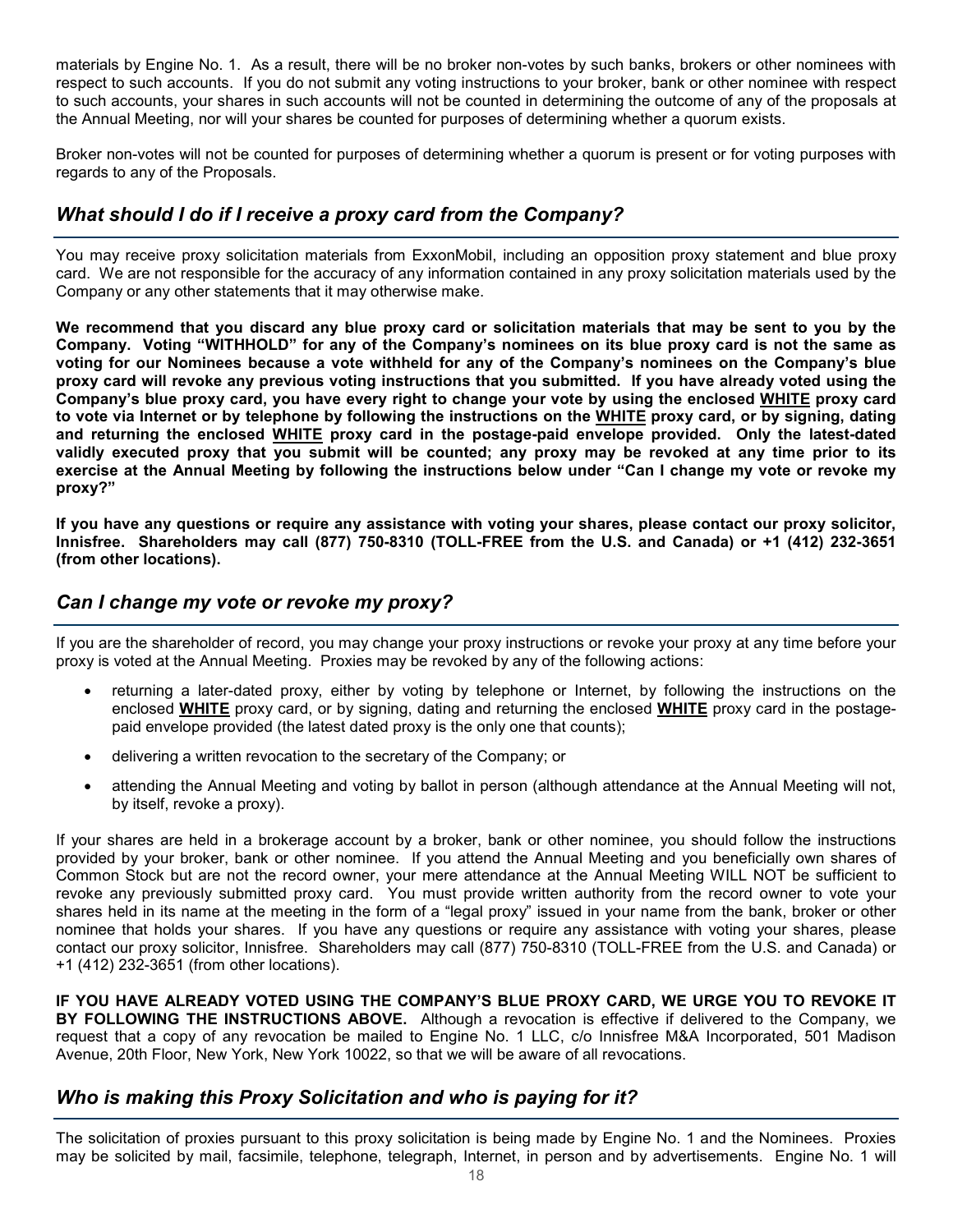materials by Engine No. 1. As a result, there will be no broker non-votes by such banks, brokers or other nominees with respect to such accounts. If you do not submit any voting instructions to your broker, bank or other nominee with respect to such accounts, your shares in such accounts will not be counted in determining the outcome of any of the proposals at the Annual Meeting, nor will your shares be counted for purposes of determining whether a quorum exists.

Broker non-votes will not be counted for purposes of determining whether a quorum is present or for voting purposes with regards to any of the Proposals.

## *What should I do if I receive a proxy card from the Company?*

You may receive proxy solicitation materials from ExxonMobil, including an opposition proxy statement and blue proxy card. We are not responsible for the accuracy of any information contained in any proxy solicitation materials used by the Company or any other statements that it may otherwise make.

**We recommend that you discard any blue proxy card or solicitation materials that may be sent to you by the Company. Voting "WITHHOLD" for any of the Company's nominees on its blue proxy card is not the same as voting for our Nominees because a vote withheld for any of the Company's nominees on the Company's blue proxy card will revoke any previous voting instructions that you submitted. If you have already voted using the Company's blue proxy card, you have every right to change your vote by using the enclosed <u>WHITE</u> proxy card to vote via Internet or by telephone by following the instructions on the <u>WHITE</u> proxy card, or by signing, dating and returning the enclosed <u>WHITE</u> proxy card in the postage-paid envelope provided. Only the latest-dated validly executed proxy that you submit will be counted; any proxy may be revoked at any time prior to its exercise at the Annual Meeting by following the instructions below under "Can I change my vote or revoke my proxy?"**

**If you have any questions or require any assistance with voting your shares, please contact our proxy solicitor, Innisfree. Shareholders may call (877) 750-8310 (TOLL-FREE from the U.S. and Canada) or +1 (412) 232-3651 (from other locations).**

## *Can I change my vote or revoke my proxy?*

If you are the shareholder of record, you may change your proxy instructions or revoke your proxy at any time before your proxy is voted at the Annual Meeting. Proxies may be revoked by any of the following actions:

- returning a later-dated proxy, either by voting by telephone or Internet, by following the instructions on the enclosed **<u>WHITE</u>** proxy card, or by signing, dating and returning the enclosed **<u>WHITE</u>** proxy card in the postage-paid envelope provided (the latest dated proxy is the only one that counts);
- delivering a written revocation to the secretary of the Company; or
- attending the Annual Meeting and voting by ballot in person (although attendance at the Annual Meeting will not, by itself, revoke a proxy).

If your shares are held in a brokerage account by a broker, bank or other nominee, you should follow the instructions provided by your broker, bank or other nominee. If you attend the Annual Meeting and you beneficially own shares of Common Stock but are not the record owner, your mere attendance at the Annual Meeting WILL NOT be sufficient to revoke any previously submitted proxy card. You must provide written authority from the record owner to vote your shares held in its name at the meeting in the form of a "legal proxy" issued in your name from the bank, broker or other nominee that holds your shares. If you have any questions or require any assistance with voting your shares, please contact our proxy solicitor, Innisfree. Shareholders may call (877) 750-8310 (TOLL-FREE from the U.S. and Canada) or +1 (412) 232-3651 (from other locations).

**IF YOU HAVE ALREADY VOTED USING THE COMPANY'S BLUE PROXY CARD, WE URGE YOU TO REVOKE IT BY FOLLOWING THE INSTRUCTIONS ABOVE.** Although a revocation is effective if delivered to the Company, we request that a copy of any revocation be mailed to Engine No. 1 LLC, c/o Innisfree M&A Incorporated, 501 Madison Avenue, 20th Floor, New York, New York 10022, so that we will be aware of all revocations.

## *Who is making this Proxy Solicitation and who is paying for it?*

The solicitation of proxies pursuant to this proxy solicitation is being made by Engine No. 1 and the Nominees. Proxies may be solicited by mail, facsimile, telephone, telegraph, Internet, in person and by advertisements. Engine No. 1 will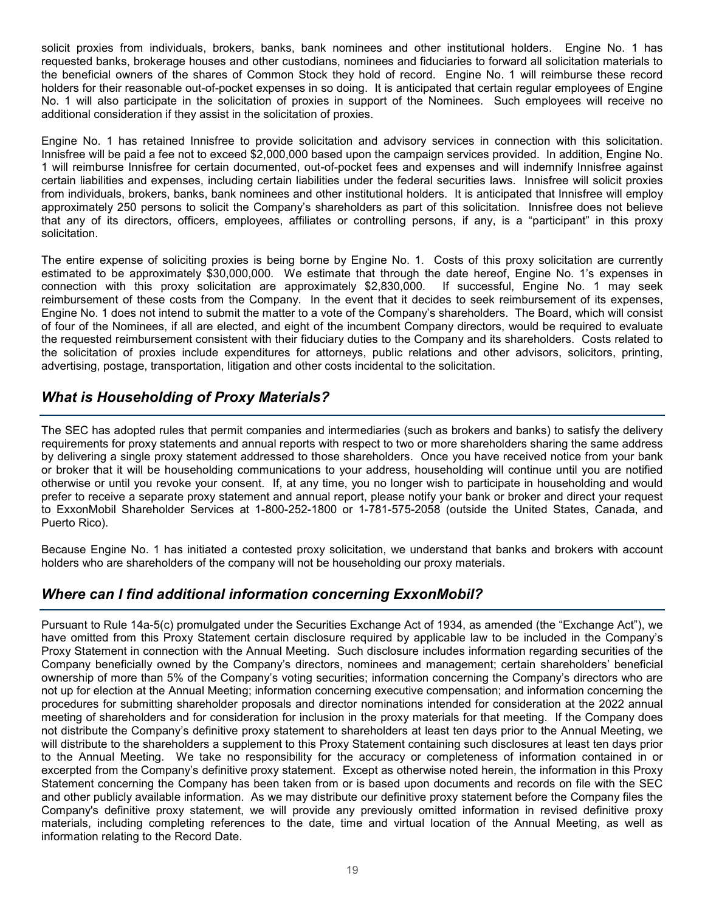solicit proxies from individuals, brokers, banks, bank nominees and other institutional holders. Engine No. 1 has requested banks, brokerage houses and other custodians, nominees and fiduciaries to forward all solicitation materials to the beneficial owners of the shares of Common Stock they hold of record. Engine No. 1 will reimburse these record holders for their reasonable out-of-pocket expenses in so doing. It is anticipated that certain regular employees of Engine No. 1 will also participate in the solicitation of proxies in support of the Nominees. Such employees will receive no additional consideration if they assist in the solicitation of proxies.

Engine No. 1 has retained Innisfree to provide solicitation and advisory services in connection with this solicitation. Innisfree will be paid a fee not to exceed $2,000,000 based upon the campaign services provided. In addition, Engine No. 1 will reimburse Innisfree for certain documented, out-of-pocket fees and expenses and will indemnify Innisfree against certain liabilities and expenses, including certain liabilities under the federal securities laws. Innisfree will solicit proxies from individuals, brokers, banks, bank nominees and other institutional holders. It is anticipated that Innisfree will employ approximately 250 persons to solicit the Company's shareholders as part of this solicitation. Innisfree does not believe that any of its directors, officers, employees, affiliates or controlling persons, if any, is a "participant" in this proxy solicitation.

The entire expense of soliciting proxies is being borne by Engine No. 1. Costs of this proxy solicitation are currently estimated to be approximately $30,000,000. We estimate that through the date hereof, Engine No. 1's expenses in connection with this proxy solicitation are approximately $2,830,000. If successful, Engine No. 1 may seek reimbursement of these costs from the Company. In the event that it decides to seek reimbursement of its expenses, Engine No. 1 does not intend to submit the matter to a vote of the Company's shareholders. The Board, which will consist of four of the Nominees, if all are elected, and eight of the incumbent Company directors, would be required to evaluate the requested reimbursement consistent with their fiduciary duties to the Company and its shareholders. Costs related to the solicitation of proxies include expenditures for attorneys, public relations and other advisors, solicitors, printing, advertising, postage, transportation, litigation and other costs incidental to the solicitation.

## *What is Householding of Proxy Materials?*

The SEC has adopted rules that permit companies and intermediaries (such as brokers and banks) to satisfy the delivery requirements for proxy statements and annual reports with respect to two or more shareholders sharing the same address by delivering a single proxy statement addressed to those shareholders. Once you have received notice from your bank or broker that it will be householding communications to your address, householding will continue until you are notified otherwise or until you revoke your consent. If, at any time, you no longer wish to participate in householding and would prefer to receive a separate proxy statement and annual report, please notify your bank or broker and direct your request to ExxonMobil Shareholder Services at 1-800-252-1800 or 1-781-575-2058 (outside the United States, Canada, and Puerto Rico).

Because Engine No. 1 has initiated a contested proxy solicitation, we understand that banks and brokers with account holders who are shareholders of the company will not be householding our proxy materials.

## *Where can I find additional information concerning ExxonMobil?*

Pursuant to Rule 14a-5(c) promulgated under the Securities Exchange Act of 1934, as amended (the "Exchange Act"), we have omitted from this Proxy Statement certain disclosure required by applicable law to be included in the Company's Proxy Statement in connection with the Annual Meeting. Such disclosure includes information regarding securities of the Company beneficially owned by the Company's directors, nominees and management; certain shareholders' beneficial ownership of more than 5% of the Company's voting securities; information concerning the Company's directors who are not up for election at the Annual Meeting; information concerning executive compensation; and information concerning the procedures for submitting shareholder proposals and director nominations intended for consideration at the 2022 annual meeting of shareholders and for consideration for inclusion in the proxy materials for that meeting. If the Company does not distribute the Company's definitive proxy statement to shareholders at least ten days prior to the Annual Meeting, we will distribute to the shareholders a supplement to this Proxy Statement containing such disclosures at least ten days prior to the Annual Meeting. We take no responsibility for the accuracy or completeness of information contained in or excerpted from the Company's definitive proxy statement. Except as otherwise noted herein, the information in this Proxy Statement concerning the Company has been taken from or is based upon documents and records on file with the SEC and other publicly available information. As we may distribute our definitive proxy statement before the Company files the Company's definitive proxy statement, we will provide any previously omitted information in revised definitive proxy materials, including completing references to the date, time and virtual location of the Annual Meeting, as well as information relating to the Record Date.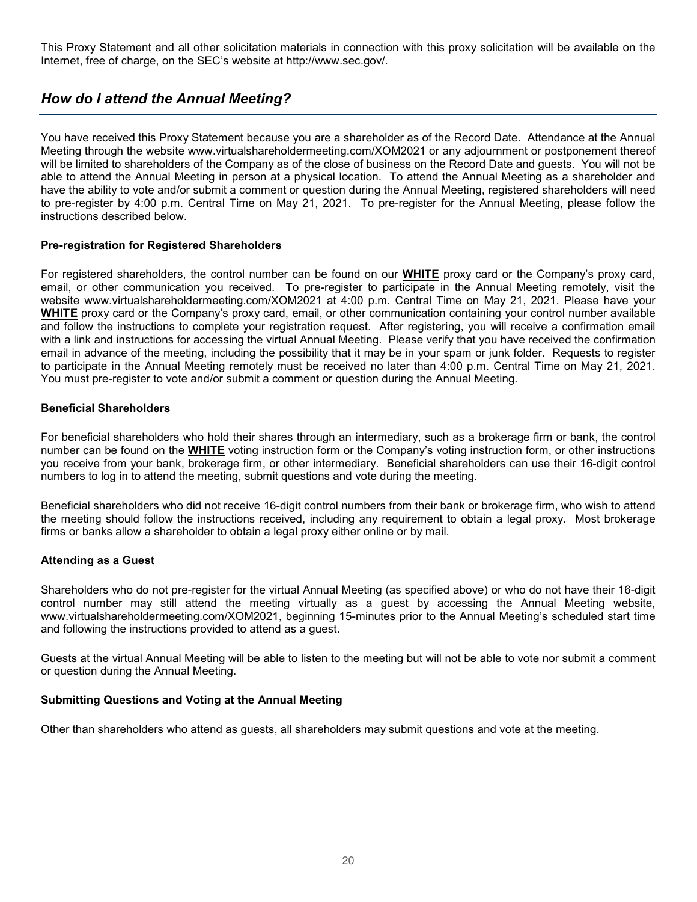This Proxy Statement and all other solicitation materials in connection with this proxy solicitation will be available on the Internet, free of charge, on the SEC's website at http://www.sec.gov/.

## *How do I attend the Annual Meeting?*

You have received this Proxy Statement because you are a shareholder as of the Record Date. Attendance at the Annual Meeting through the website www.virtualshareholdermeeting.com/XOM2021 or any adjournment or postponement thereof will be limited to shareholders of the Company as of the close of business on the Record Date and guests. You will not be able to attend the Annual Meeting in person at a physical location. To attend the Annual Meeting as a shareholder and have the ability to vote and/or submit a comment or question during the Annual Meeting, registered shareholders will need to pre-register by 4:00 p.m. Central Time on May 21, 2021. To pre-register for the Annual Meeting, please follow the instructions described below.

**Pre-registration for Registered Shareholders**

For registered shareholders, the control number can be found on our **WHITE** proxy card or the Company's proxy card, email, or other communication you received. To pre-register to participate in the Annual Meeting remotely, visit the website www.virtualshareholdermeeting.com/XOM2021 at 4:00 p.m. Central Time on May 21, 2021. Please have your **WHITE** proxy card or the Company's proxy card, email, or other communication containing your control number available and follow the instructions to complete your registration request. After registering, you will receive a confirmation email with a link and instructions for accessing the virtual Annual Meeting. Please verify that you have received the confirmation email in advance of the meeting, including the possibility that it may be in your spam or junk folder. Requests to register to participate in the Annual Meeting remotely must be received no later than 4:00 p.m. Central Time on May 21, 2021. You must pre-register to vote and/or submit a comment or question during the Annual Meeting.

**Beneficial Shareholders**

For beneficial shareholders who hold their shares through an intermediary, such as a brokerage firm or bank, the control number can be found on the **WHITE** voting instruction form or the Company's voting instruction form, or other instructions you receive from your bank, brokerage firm, or other intermediary. Beneficial shareholders can use their 16-digit control numbers to log in to attend the meeting, submit questions and vote during the meeting.

Beneficial shareholders who did not receive 16-digit control numbers from their bank or brokerage firm, who wish to attend the meeting should follow the instructions received, including any requirement to obtain a legal proxy. Most brokerage firms or banks allow a shareholder to obtain a legal proxy either online or by mail.

**Attending as a Guest**

Shareholders who do not pre-register for the virtual Annual Meeting (as specified above) or who do not have their 16-digit control number may still attend the meeting virtually as a guest by accessing the Annual Meeting website, www.virtualshareholdermeeting.com/XOM2021, beginning 15-minutes prior to the Annual Meeting's scheduled start time and following the instructions provided to attend as a guest.

Guests at the virtual Annual Meeting will be able to listen to the meeting but will not be able to vote nor submit a comment or question during the Annual Meeting.

**Submitting Questions and Voting at the Annual Meeting**

Other than shareholders who attend as guests, all shareholders may submit questions and vote at the meeting.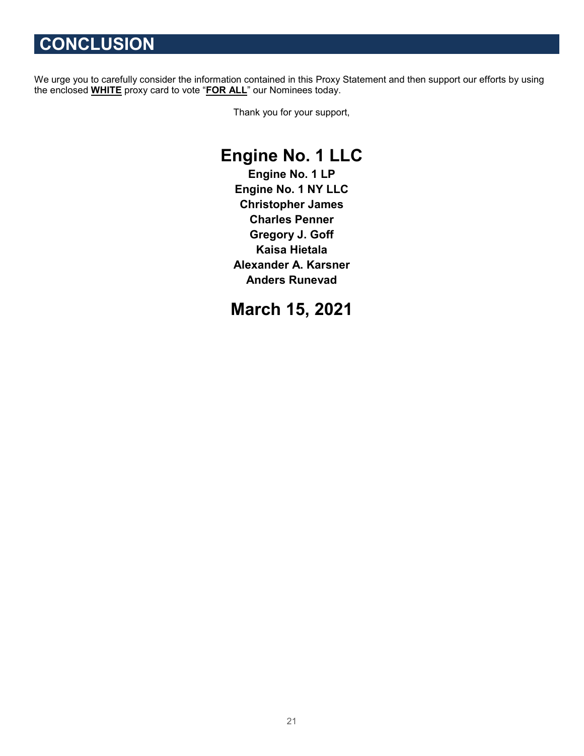# CONCLUSION

We urge you to carefully consider the information contained in this Proxy Statement and then support our efforts by using the enclosed **WHITE** proxy card to vote "**FOR ALL**" our Nominees today.

Thank you for your support,

## Engine No. 1 LLC

**Engine No. 1 LP**
**Engine No. 1 NY LLC**
**Christopher James**
**Charles Penner**
**Gregory J. Goff**
**Kaisa Hietala**
**Alexander A. Karsner**
**Anders Runevad**

## March 15, 2021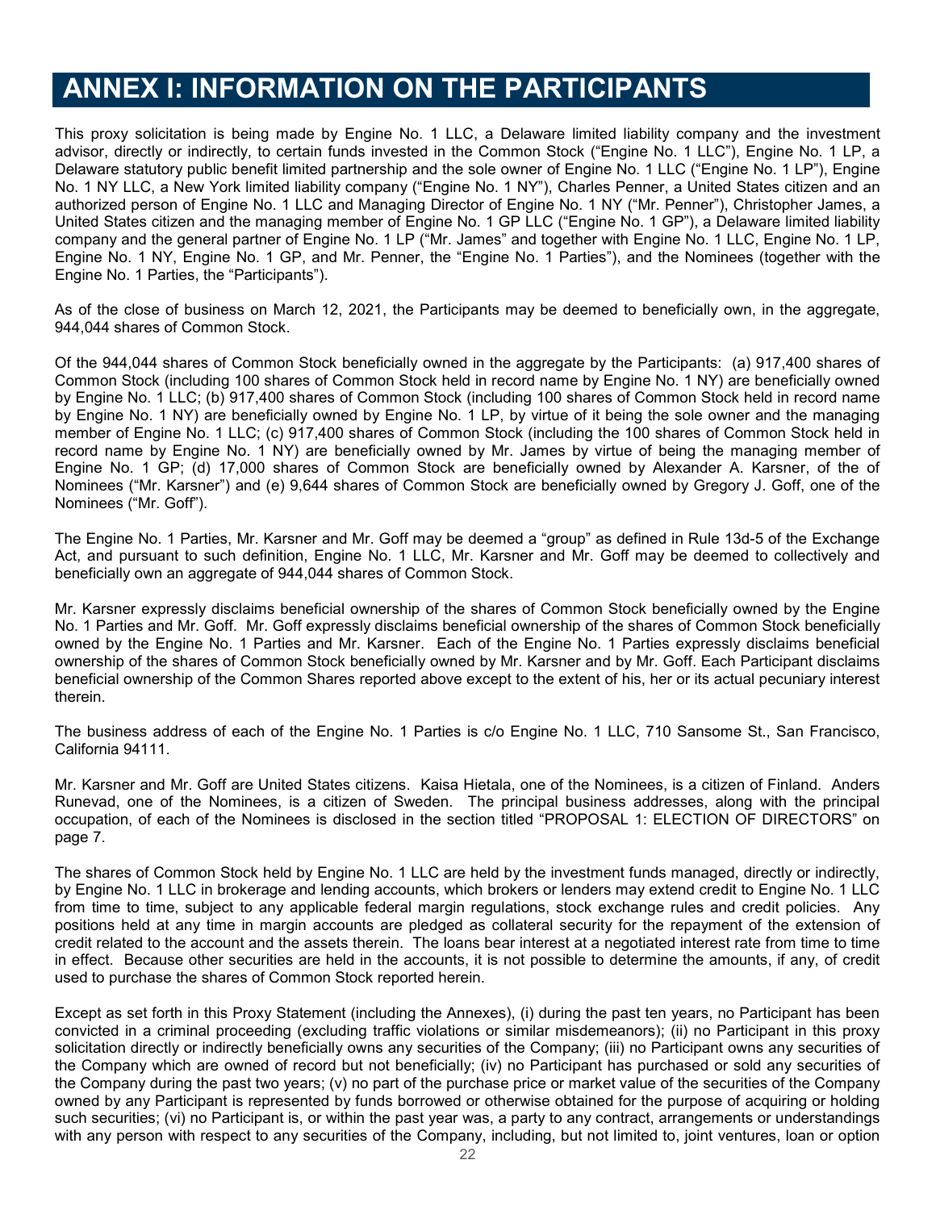# ANNEX I: INFORMATION ON THE PARTICIPANTS

This proxy solicitation is being made by Engine No. 1 LLC, a Delaware limited liability company and the investment advisor, directly or indirectly, to certain funds invested in the Common Stock ("Engine No. 1 LLC"), Engine No. 1 LP, a Delaware statutory public benefit limited partnership and the sole owner of Engine No. 1 LLC ("Engine No. 1 LP"), Engine No. 1 NY LLC, a New York limited liability company ("Engine No. 1 NY"), Charles Penner, a United States citizen and an authorized person of Engine No. 1 LLC and Managing Director of Engine No. 1 NY ("Mr. Penner"), Christopher James, a United States citizen and the managing member of Engine No. 1 GP LLC ("Engine No. 1 GP"), a Delaware limited liability company and the general partner of Engine No. 1 LP ("Mr. James" and together with Engine No. 1 LLC, Engine No. 1 LP, Engine No. 1 NY, Engine No. 1 GP, and Mr. Penner, the "Engine No. 1 Parties"), and the Nominees (together with the Engine No. 1 Parties, the "Participants").

As of the close of business on March 12, 2021, the Participants may be deemed to beneficially own, in the aggregate, 944,044 shares of Common Stock.

Of the 944,044 shares of Common Stock beneficially owned in the aggregate by the Participants: (a) 917,400 shares of Common Stock (including 100 shares of Common Stock held in record name by Engine No. 1 NY) are beneficially owned by Engine No. 1 LLC; (b) 917,400 shares of Common Stock (including 100 shares of Common Stock held in record name by Engine No. 1 NY) are beneficially owned by Engine No. 1 LP, by virtue of it being the sole owner and the managing member of Engine No. 1 LLC; (c) 917,400 shares of Common Stock (including the 100 shares of Common Stock held in record name by Engine No. 1 NY) are beneficially owned by Mr. James by virtue of being the managing member of Engine No. 1 GP; (d) 17,000 shares of Common Stock are beneficially owned by Alexander A. Karsner, of the of Nominees ("Mr. Karsner") and (e) 9,644 shares of Common Stock are beneficially owned by Gregory J. Goff, one of the Nominees ("Mr. Goff").

The Engine No. 1 Parties, Mr. Karsner and Mr. Goff may be deemed a "group" as defined in Rule 13d-5 of the Exchange Act, and pursuant to such definition, Engine No. 1 LLC, Mr. Karsner and Mr. Goff may be deemed to collectively and beneficially own an aggregate of 944,044 shares of Common Stock.

Mr. Karsner expressly disclaims beneficial ownership of the shares of Common Stock beneficially owned by the Engine No. 1 Parties and Mr. Goff. Mr. Goff expressly disclaims beneficial ownership of the shares of Common Stock beneficially owned by the Engine No. 1 Parties and Mr. Karsner. Each of the Engine No. 1 Parties expressly disclaims beneficial ownership of the shares of Common Stock beneficially owned by Mr. Karsner and by Mr. Goff. Each Participant disclaims beneficial ownership of the Common Shares reported above except to the extent of his, her or its actual pecuniary interest therein.

The business address of each of the Engine No. 1 Parties is c/o Engine No. 1 LLC, 710 Sansome St., San Francisco, California 94111.

Mr. Karsner and Mr. Goff are United States citizens. Kaisa Hietala, one of the Nominees, is a citizen of Finland. Anders Runevad, one of the Nominees, is a citizen of Sweden. The principal business addresses, along with the principal occupation, of each of the Nominees is disclosed in the section titled "PROPOSAL 1: ELECTION OF DIRECTORS" on page 7.

The shares of Common Stock held by Engine No. 1 LLC are held by the investment funds managed, directly or indirectly, by Engine No. 1 LLC in brokerage and lending accounts, which brokers or lenders may extend credit to Engine No. 1 LLC from time to time, subject to any applicable federal margin regulations, stock exchange rules and credit policies. Any positions held at any time in margin accounts are pledged as collateral security for the repayment of the extension of credit related to the account and the assets therein. The loans bear interest at a negotiated interest rate from time to time in effect. Because other securities are held in the accounts, it is not possible to determine the amounts, if any, of credit used to purchase the shares of Common Stock reported herein.

Except as set forth in this Proxy Statement (including the Annexes), (i) during the past ten years, no Participant has been convicted in a criminal proceeding (excluding traffic violations or similar misdemeanors); (ii) no Participant in this proxy solicitation directly or indirectly beneficially owns any securities of the Company; (iii) no Participant owns any securities of the Company which are owned of record but not beneficially; (iv) no Participant has purchased or sold any securities of the Company during the past two years; (v) no part of the purchase price or market value of the securities of the Company owned by any Participant is represented by funds borrowed or otherwise obtained for the purpose of acquiring or holding such securities; (vi) no Participant is, or within the past year was, a party to any contract, arrangements or understandings with any person with respect to any securities of the Company, including, but not limited to, joint ventures, loan or option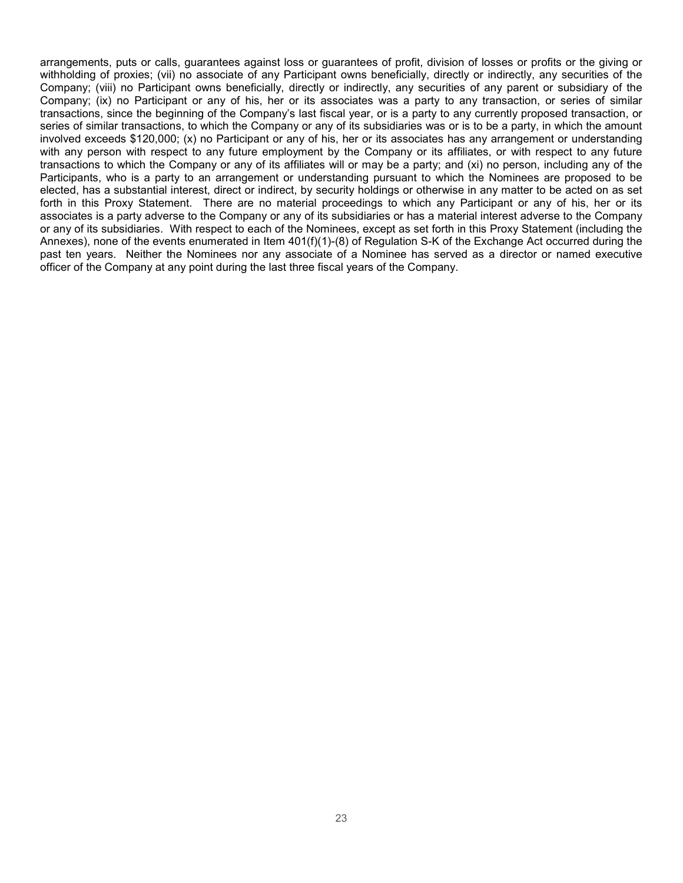arrangements, puts or calls, guarantees against loss or guarantees of profit, division of losses or profits or the giving or withholding of proxies; (vii) no associate of any Participant owns beneficially, directly or indirectly, any securities of the Company; (viii) no Participant owns beneficially, directly or indirectly, any securities of any parent or subsidiary of the Company; (ix) no Participant or any of his, her or its associates was a party to any transaction, or series of similar transactions, since the beginning of the Company's last fiscal year, or is a party to any currently proposed transaction, or series of similar transactions, to which the Company or any of its subsidiaries was or is to be a party, in which the amount involved exceeds $120,000; (x) no Participant or any of his, her or its associates has any arrangement or understanding with any person with respect to any future employment by the Company or its affiliates, or with respect to any future transactions to which the Company or any of its affiliates will or may be a party; and (xi) no person, including any of the Participants, who is a party to an arrangement or understanding pursuant to which the Nominees are proposed to be elected, has a substantial interest, direct or indirect, by security holdings or otherwise in any matter to be acted on as set forth in this Proxy Statement. There are no material proceedings to which any Participant or any of his, her or its associates is a party adverse to the Company or any of its subsidiaries or has a material interest adverse to the Company or any of its subsidiaries. With respect to each of the Nominees, except as set forth in this Proxy Statement (including the Annexes), none of the events enumerated in Item 401(f)(1)-(8) of Regulation S-K of the Exchange Act occurred during the past ten years. Neither the Nominees nor any associate of a Nominee has served as a director or named executive officer of the Company at any point during the last three fiscal years of the Company.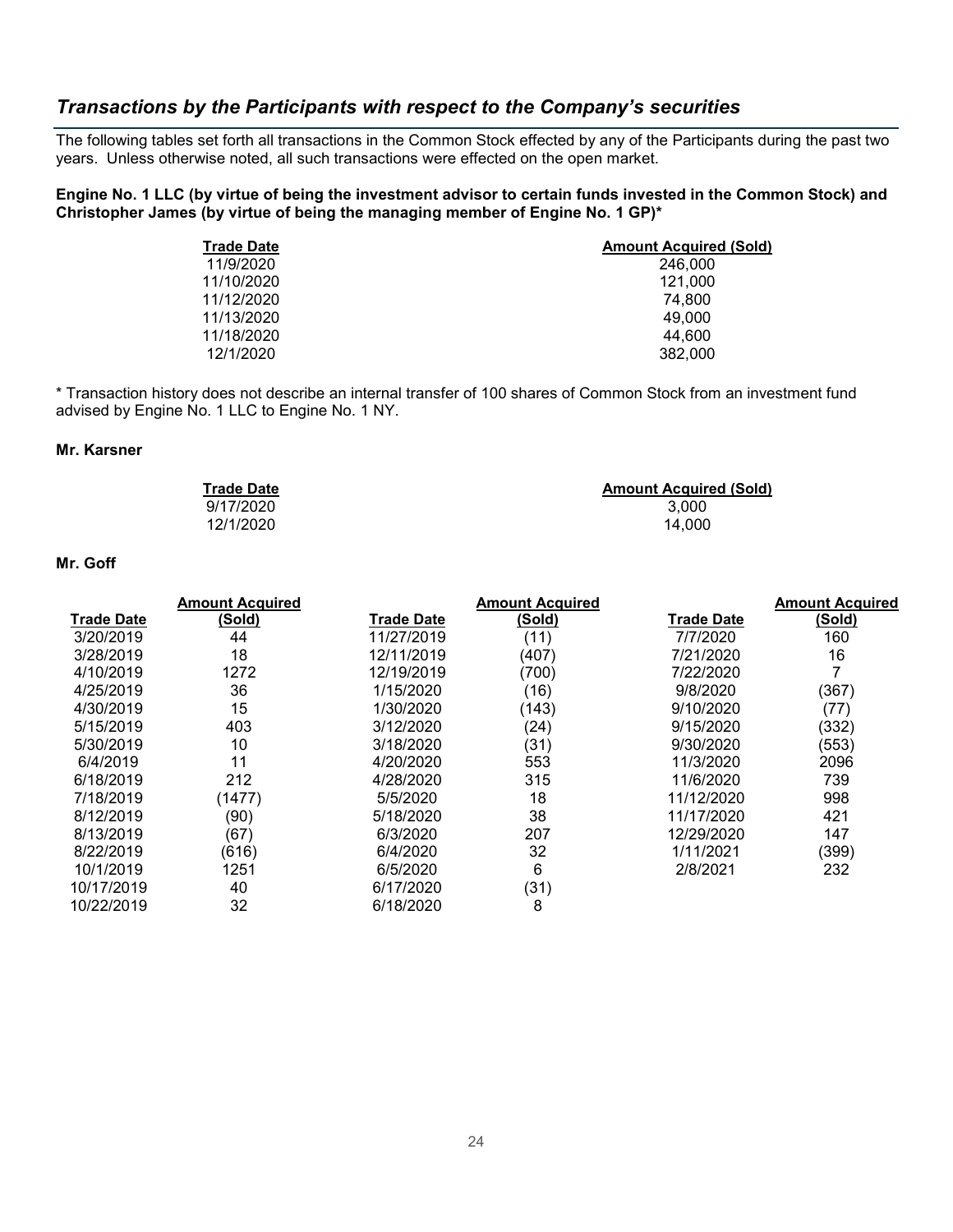## *Transactions by the Participants with respect to the Company's securities*

The following tables set forth all transactions in the Common Stock effected by any of the Participants during the past two years. Unless otherwise noted, all such transactions were effected on the open market.

**Engine No. 1 LLC (by virtue of being the investment advisor to certain funds invested in the Common Stock) and Christopher James (by virtue of being the managing member of Engine No. 1 GP)***

| Trade Date | Amount Acquired (Sold) |
|---|---|
| 11/9/2020 | 246,000 |
| 11/10/2020 | 121,000 |
| 11/12/2020 | 74,800 |
| 11/13/2020 | 49,000 |
| 11/18/2020 | 44,600 |
| 12/1/2020 | 382,000 |

* Transaction history does not describe an internal transfer of 100 shares of Common Stock from an investment fund advised by Engine No. 1 LLC to Engine No. 1 NY.

**Mr. Karsner**

| Trade Date | Amount Acquired (Sold) |
|---|---|
| 9/17/2020 | 3,000 |
| 12/1/2020 | 14,000 |

**Mr. Goff**

| Trade Date | Amount Acquired (Sold) | Trade Date | Amount Acquired (Sold) | Trade Date | Amount Acquired (Sold) |
|---|---|---|---|---|---|
| 3/20/2019 | 44 | 11/27/2019 | (11) | 7/7/2020 | 160 |
| 3/28/2019 | 18 | 12/11/2019 | (407) | 7/21/2020 | 16 |
| 4/10/2019 | 1272 | 12/19/2019 | (700) | 7/22/2020 | 7 |
| 4/25/2019 | 36 | 1/15/2020 | (16) | 9/8/2020 | (367) |
| 4/30/2019 | 15 | 1/30/2020 | (143) | 9/10/2020 | (77) |
| 5/15/2019 | 403 | 3/12/2020 | (24) | 9/15/2020 | (332) |
| 5/30/2019 | 10 | 3/18/2020 | (31) | 9/30/2020 | (553) |
| 6/4/2019 | 11 | 4/20/2020 | 553 | 11/3/2020 | 2096 |
| 6/18/2019 | 212 | 4/28/2020 | 315 | 11/6/2020 | 739 |
| 7/18/2019 | (1477) | 5/5/2020 | 18 | 11/12/2020 | 998 |
| 8/12/2019 | (90) | 5/18/2020 | 38 | 11/17/2020 | 421 |
| 8/13/2019 | (67) | 6/3/2020 | 207 | 12/29/2020 | 147 |
| 8/22/2019 | (616) | 6/4/2020 | 32 | 1/11/2021 | (399) |
| 10/1/2019 | 1251 | 6/5/2020 | 6 | 2/8/2021 | 232 |
| 10/17/2019 | 40 | 6/17/2020 | (31) | | |
| 10/22/2019 | 32 | 6/18/2020 | 8 | | |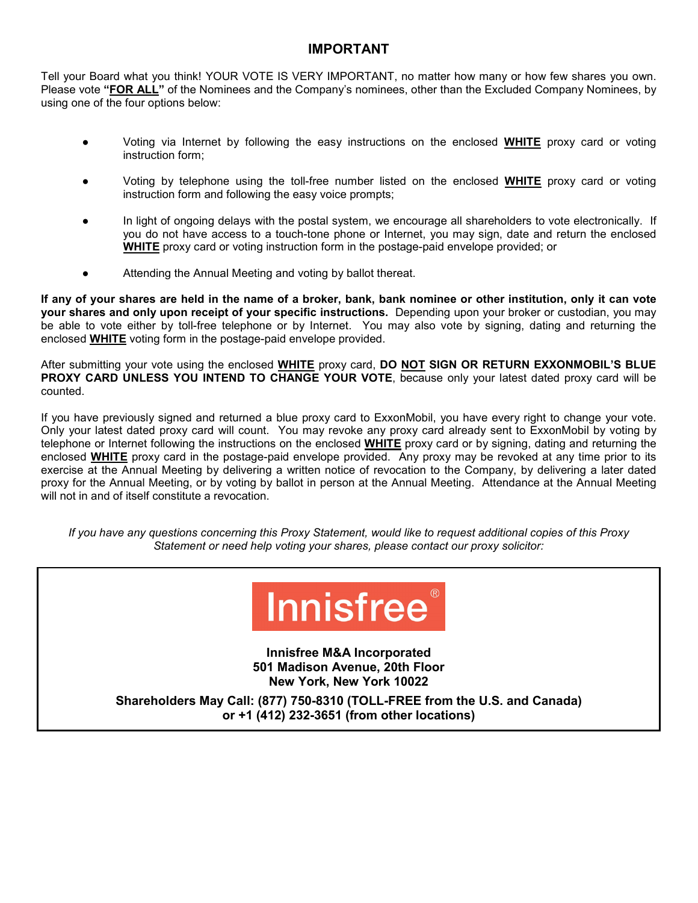# IMPORTANT

Tell your Board what you think! YOUR VOTE IS VERY IMPORTANT, no matter how many or how few shares you own. Please vote **"FOR ALL"** of the Nominees and the Company's nominees, other than the Excluded Company Nominees, by using one of the four options below:

- Voting via Internet by following the easy instructions on the enclosed **WHITE** proxy card or voting instruction form;
- Voting by telephone using the toll-free number listed on the enclosed **WHITE** proxy card or voting instruction form and following the easy voice prompts;
- In light of ongoing delays with the postal system, we encourage all shareholders to vote electronically. If you do not have access to a touch-tone phone or Internet, you may sign, date and return the enclosed **WHITE** proxy card or voting instruction form in the postage-paid envelope provided; or
- Attending the Annual Meeting and voting by ballot thereat.

**If any of your shares are held in the name of a broker, bank, bank nominee or other institution, only it can vote your shares and only upon receipt of your specific instructions.** Depending upon your broker or custodian, you may be able to vote either by toll-free telephone or by Internet. You may also vote by signing, dating and returning the enclosed **WHITE** voting form in the postage-paid envelope provided.

After submitting your vote using the enclosed **WHITE** proxy card, **DO NOT SIGN OR RETURN EXXONMOBIL'S BLUE PROXY CARD UNLESS YOU INTEND TO CHANGE YOUR VOTE**, because only your latest dated proxy card will be counted.

If you have previously signed and returned a blue proxy card to ExxonMobil, you have every right to change your vote. Only your latest dated proxy card will count. You may revoke any proxy card already sent to ExxonMobil by voting by telephone or Internet following the instructions on the enclosed **WHITE** proxy card or by signing, dating and returning the enclosed **WHITE** proxy card in the postage-paid envelope provided. Any proxy may be revoked at any time prior to its exercise at the Annual Meeting by delivering a written notice of revocation to the Company, by delivering a later dated proxy for the Annual Meeting, or by voting by ballot in person at the Annual Meeting. Attendance at the Annual Meeting will not in and of itself constitute a revocation.

*If you have any questions concerning this Proxy Statement, would like to request additional copies of this Proxy Statement or need help voting your shares, please contact our proxy solicitor:*

Innisfree®

**Innisfree M&A Incorporated**
**501 Madison Avenue, 20th Floor**
**New York, New York 10022**

**Shareholders May Call: (877) 750-8310 (TOLL-FREE from the U.S. and Canada)**
**or +1 (412) 232-3651 (from other locations)**